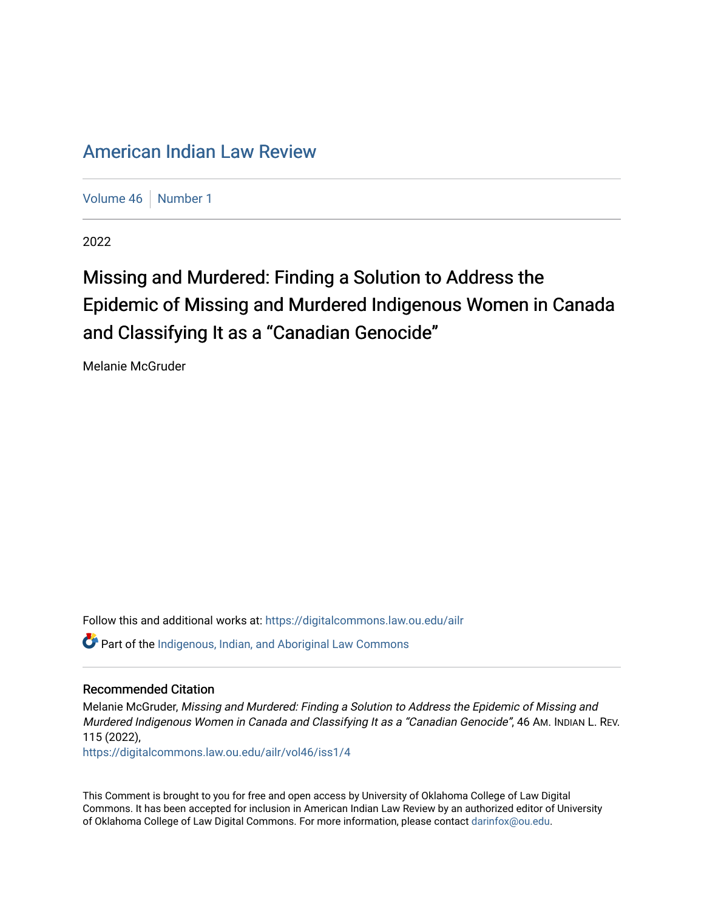American Indian Law Review

Volume 46 | Number 1

2022

# Missing and Murdered: Finding a Solution to Address the Epidemic of Missing and Murdered Indigenous Women in Canada and Classifying It as a "Canadian Genocide"

Melanie McGruder

Follow this and additional works at: https://digitalcommons.law.ou.edu/ailr

Part of the Indigenous, Indian, and Aboriginal Law Commons

## Recommended Citation

Melanie McGruder, *Missing and Murdered: Finding a Solution to Address the Epidemic of Missing and Murdered Indigenous Women in Canada and Classifying It as a "Canadian Genocide"*, 46 AM. INDIAN L. REV. 115 (2022),
https://digitalcommons.law.ou.edu/ailr/vol46/iss1/4

This Comment is brought to you for free and open access by University of Oklahoma College of Law Digital Commons. It has been accepted for inclusion in American Indian Law Review by an authorized editor of University of Oklahoma College of Law Digital Commons. For more information, please contact darinfox@ou.edu.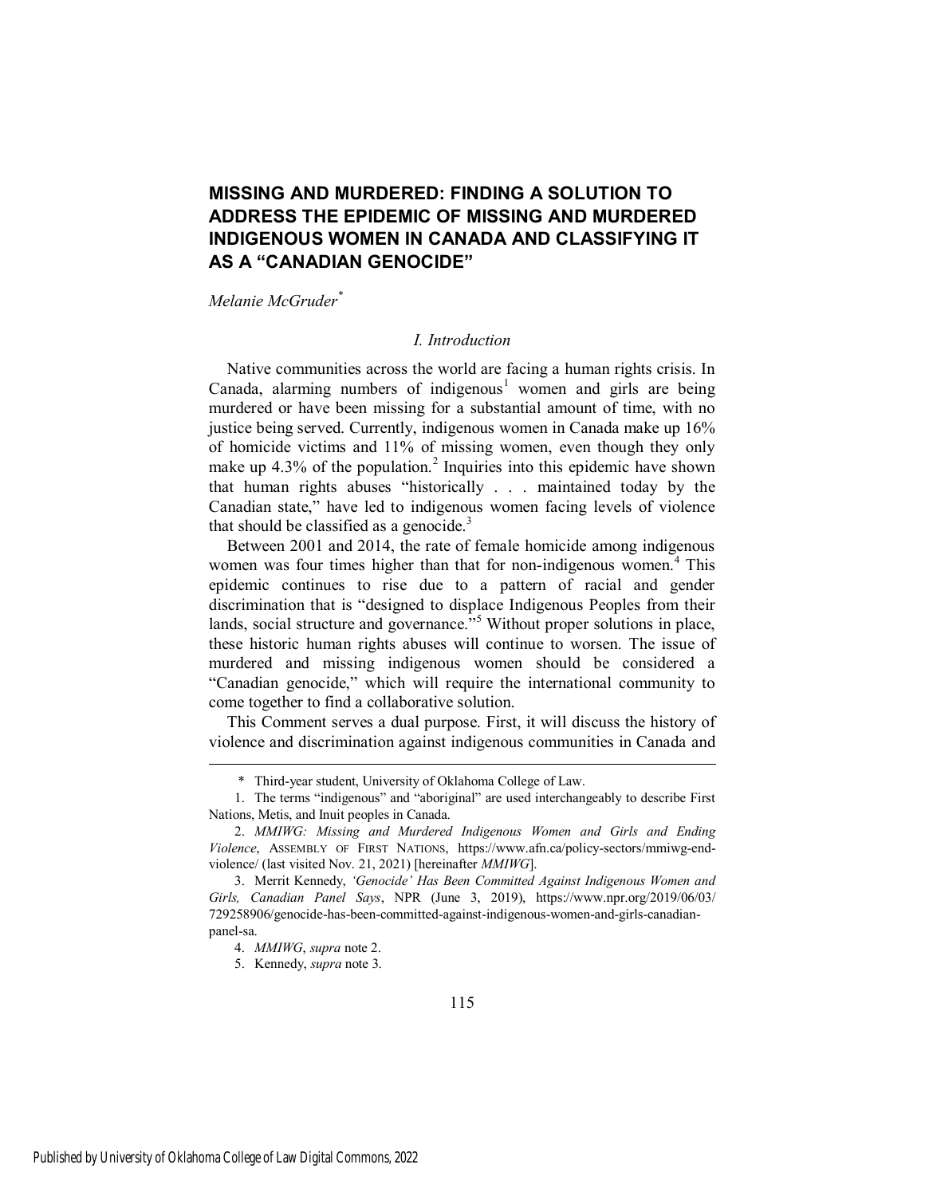# MISSING AND MURDERED: FINDING A SOLUTION TO ADDRESS THE EPIDEMIC OF MISSING AND MURDERED INDIGENOUS WOMEN IN CANADA AND CLASSIFYING IT AS A "CANADIAN GENOCIDE"

*Melanie McGruder*[*]

## *I. Introduction*

Native communities across the world are facing a human rights crisis. In Canada, alarming numbers of indigenous[1] women and girls are being murdered or have been missing for a substantial amount of time, with no justice being served. Currently, indigenous women in Canada make up 16% of homicide victims and 11% of missing women, even though they only make up 4.3% of the population.[2] Inquiries into this epidemic have shown that human rights abuses "historically . . . maintained today by the Canadian state," have led to indigenous women facing levels of violence that should be classified as a genocide.[3]

Between 2001 and 2014, the rate of female homicide among indigenous women was four times higher than that for non-indigenous women.[4] This epidemic continues to rise due to a pattern of racial and gender discrimination that is "designed to displace Indigenous Peoples from their lands, social structure and governance."[5] Without proper solutions in place, these historic human rights abuses will continue to worsen. The issue of murdered and missing indigenous women should be considered a "Canadian genocide," which will require the international community to come together to find a collaborative solution.

This Comment serves a dual purpose. First, it will discuss the history of violence and discrimination against indigenous communities in Canada and

---

\* Third-year student, University of Oklahoma College of Law.

1. The terms "indigenous" and "aboriginal" are used interchangeably to describe First Nations, Metis, and Inuit peoples in Canada.

2. *MMIWG: Missing and Murdered Indigenous Women and Girls and Ending Violence*, ASSEMBLY OF FIRST NATIONS, https://www.afn.ca/policy-sectors/mmiwg-end-violence/ (last visited Nov. 21, 2021) [hereinafter *MMIWG*].

3. Merrit Kennedy, *'Genocide' Has Been Committed Against Indigenous Women and Girls, Canadian Panel Says*, NPR (June 3, 2019), https://www.npr.org/2019/06/03/729258906/genocide-has-been-committed-against-indigenous-women-and-girls-canadian-panel-sa.

4. *MMIWG*, *supra* note 2.

5. Kennedy, *supra* note 3.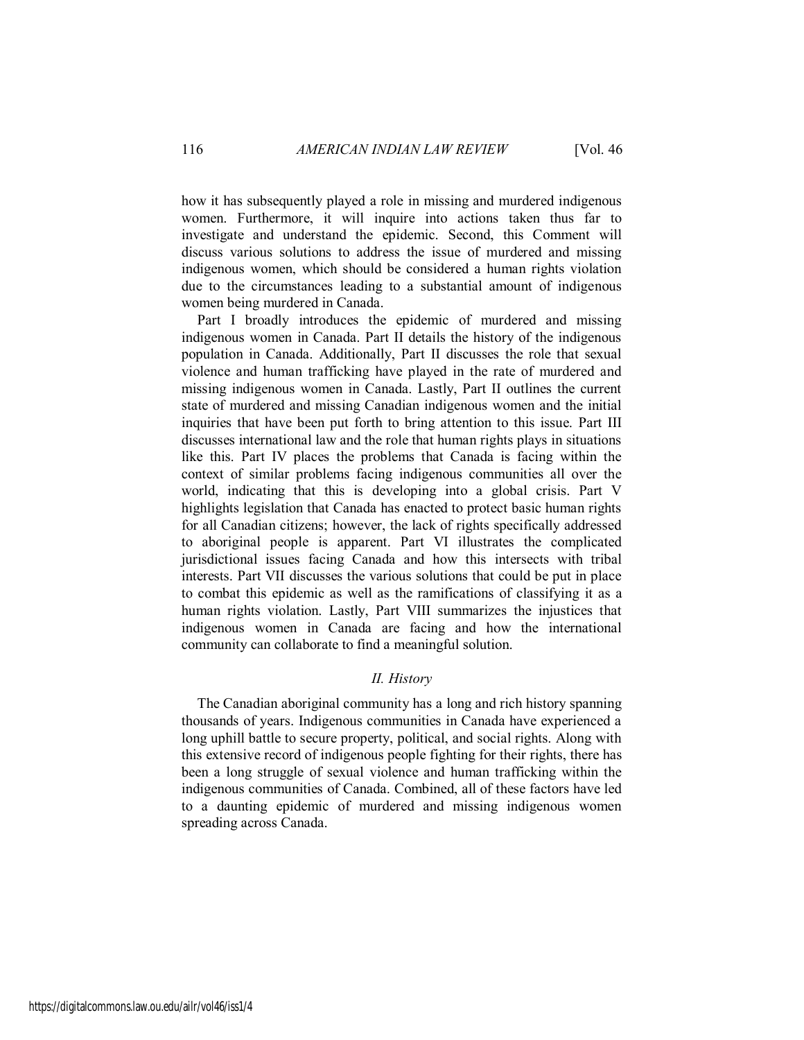how it has subsequently played a role in missing and murdered indigenous women. Furthermore, it will inquire into actions taken thus far to investigate and understand the epidemic. Second, this Comment will discuss various solutions to address the issue of murdered and missing indigenous women, which should be considered a human rights violation due to the circumstances leading to a substantial amount of indigenous women being murdered in Canada.

Part I broadly introduces the epidemic of murdered and missing indigenous women in Canada. Part II details the history of the indigenous population in Canada. Additionally, Part II discusses the role that sexual violence and human trafficking have played in the rate of murdered and missing indigenous women in Canada. Lastly, Part II outlines the current state of murdered and missing Canadian indigenous women and the initial inquiries that have been put forth to bring attention to this issue. Part III discusses international law and the role that human rights plays in situations like this. Part IV places the problems that Canada is facing within the context of similar problems facing indigenous communities all over the world, indicating that this is developing into a global crisis. Part V highlights legislation that Canada has enacted to protect basic human rights for all Canadian citizens; however, the lack of rights specifically addressed to aboriginal people is apparent. Part VI illustrates the complicated jurisdictional issues facing Canada and how this intersects with tribal interests. Part VII discusses the various solutions that could be put in place to combat this epidemic as well as the ramifications of classifying it as a human rights violation. Lastly, Part VIII summarizes the injustices that indigenous women in Canada are facing and how the international community can collaborate to find a meaningful solution.

## *II. History*

The Canadian aboriginal community has a long and rich history spanning thousands of years. Indigenous communities in Canada have experienced a long uphill battle to secure property, political, and social rights. Along with this extensive record of indigenous people fighting for their rights, there has been a long struggle of sexual violence and human trafficking within the indigenous communities of Canada. Combined, all of these factors have led to a daunting epidemic of murdered and missing indigenous women spreading across Canada.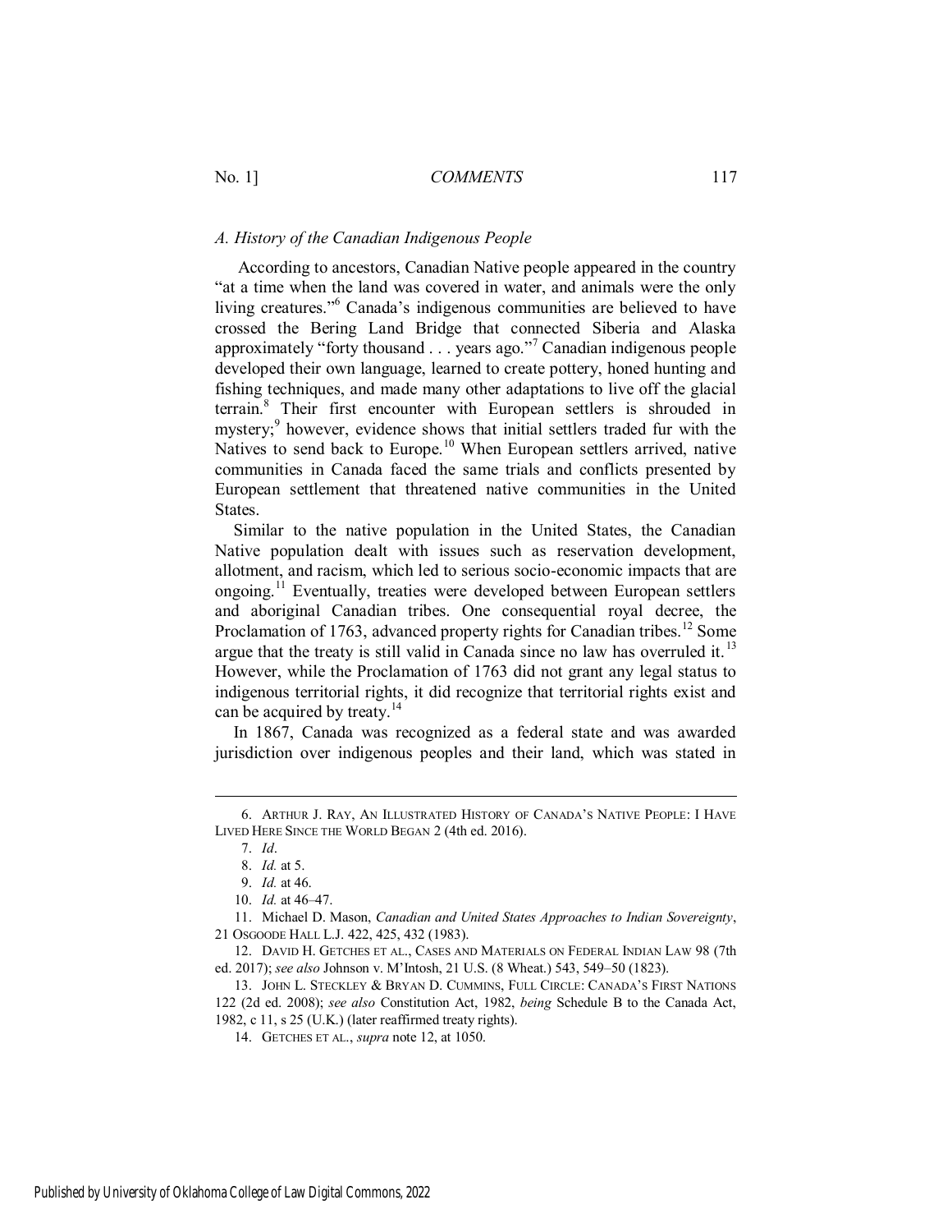### *A. History of the Canadian Indigenous People*

According to ancestors, Canadian Native people appeared in the country "at a time when the land was covered in water, and animals were the only living creatures."[6] Canada's indigenous communities are believed to have crossed the Bering Land Bridge that connected Siberia and Alaska approximately "forty thousand . . . years ago."[7] Canadian indigenous people developed their own language, learned to create pottery, honed hunting and fishing techniques, and made many other adaptations to live off the glacial terrain.[8] Their first encounter with European settlers is shrouded in mystery;[9] however, evidence shows that initial settlers traded fur with the Natives to send back to Europe.[10] When European settlers arrived, native communities in Canada faced the same trials and conflicts presented by European settlement that threatened native communities in the United States.

Similar to the native population in the United States, the Canadian Native population dealt with issues such as reservation development, allotment, and racism, which led to serious socio-economic impacts that are ongoing.[11] Eventually, treaties were developed between European settlers and aboriginal Canadian tribes. One consequential royal decree, the Proclamation of 1763, advanced property rights for Canadian tribes.[12] Some argue that the treaty is still valid in Canada since no law has overruled it.[13] However, while the Proclamation of 1763 did not grant any legal status to indigenous territorial rights, it did recognize that territorial rights exist and can be acquired by treaty.[14]

In 1867, Canada was recognized as a federal state and was awarded jurisdiction over indigenous peoples and their land, which was stated in

---

6. ARTHUR J. RAY, AN ILLUSTRATED HISTORY OF CANADA'S NATIVE PEOPLE: I HAVE LIVED HERE SINCE THE WORLD BEGAN 2 (4th ed. 2016).

7. *Id*.

8. *Id.* at 5.

9. *Id.* at 46.

10. *Id.* at 46–47.

11. Michael D. Mason, *Canadian and United States Approaches to Indian Sovereignty*, 21 OSGOODE HALL L.J. 422, 425, 432 (1983).

12. DAVID H. GETCHES ET AL., CASES AND MATERIALS ON FEDERAL INDIAN LAW 98 (7th ed. 2017); *see also* Johnson v. M'Intosh, 21 U.S. (8 Wheat.) 543, 549–50 (1823).

13. JOHN L. STECKLEY & BRYAN D. CUMMINS, FULL CIRCLE: CANADA'S FIRST NATIONS 122 (2d ed. 2008); *see also* Constitution Act, 1982, *being* Schedule B to the Canada Act, 1982, c 11, s 25 (U.K.) (later reaffirmed treaty rights).

14. GETCHES ET AL., *supra* note 12, at 1050.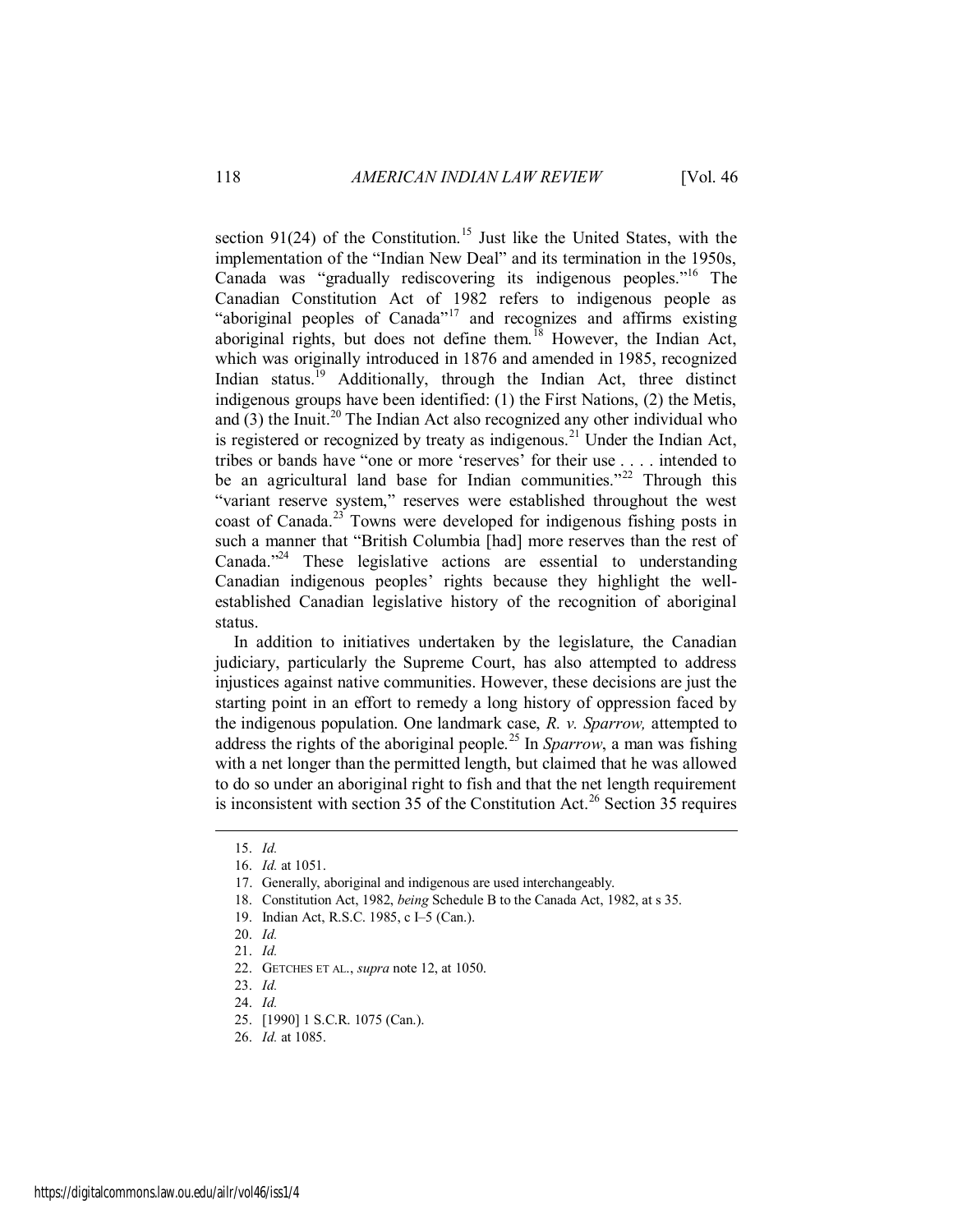section 91(24) of the Constitution.[15] Just like the United States, with the implementation of the "Indian New Deal" and its termination in the 1950s, Canada was "gradually rediscovering its indigenous peoples."[16] The Canadian Constitution Act of 1982 refers to indigenous people as "aboriginal peoples of Canada"[17] and recognizes and affirms existing aboriginal rights, but does not define them.[18] However, the Indian Act, which was originally introduced in 1876 and amended in 1985, recognized Indian status.[19] Additionally, through the Indian Act, three distinct indigenous groups have been identified: (1) the First Nations, (2) the Metis, and (3) the Inuit.[20] The Indian Act also recognized any other individual who is registered or recognized by treaty as indigenous.[21] Under the Indian Act, tribes or bands have "one or more 'reserves' for their use . . . . intended to be an agricultural land base for Indian communities."[22] Through this "variant reserve system," reserves were established throughout the west coast of Canada.[23] Towns were developed for indigenous fishing posts in such a manner that "British Columbia [had] more reserves than the rest of Canada."[24] These legislative actions are essential to understanding Canadian indigenous peoples' rights because they highlight the well-established Canadian legislative history of the recognition of aboriginal status.

In addition to initiatives undertaken by the legislature, the Canadian judiciary, particularly the Supreme Court, has also attempted to address injustices against native communities. However, these decisions are just the starting point in an effort to remedy a long history of oppression faced by the indigenous population. One landmark case, *R. v. Sparrow,* attempted to address the rights of the aboriginal people.[25] In *Sparrow*, a man was fishing with a net longer than the permitted length, but claimed that he was allowed to do so under an aboriginal right to fish and that the net length requirement is inconsistent with section 35 of the Constitution Act.[26] Section 35 requires

---

15. *Id.*
16. *Id.* at 1051.
17. Generally, aboriginal and indigenous are used interchangeably.
18. Constitution Act, 1982, *being* Schedule B to the Canada Act, 1982, at s 35.
19. Indian Act, R.S.C. 1985, c I–5 (Can.).
20. *Id.*
21. *Id.*
22. GETCHES ET AL., *supra* note 12, at 1050.
23. *Id.*
24. *Id.*
25. [1990] 1 S.C.R. 1075 (Can.).
26. *Id.* at 1085.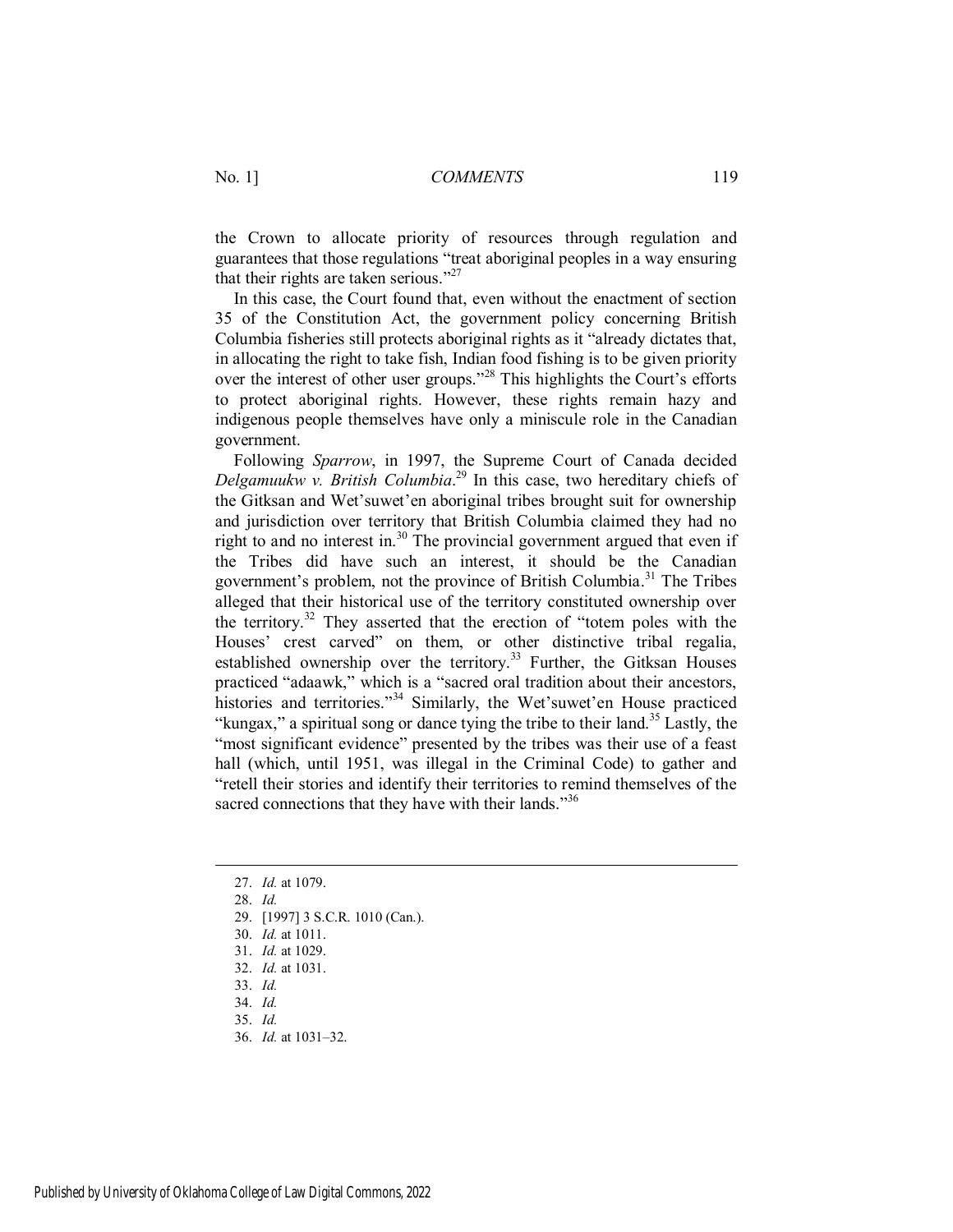the Crown to allocate priority of resources through regulation and guarantees that those regulations "treat aboriginal peoples in a way ensuring that their rights are taken serious."[27]

In this case, the Court found that, even without the enactment of section 35 of the Constitution Act, the government policy concerning British Columbia fisheries still protects aboriginal rights as it "already dictates that, in allocating the right to take fish, Indian food fishing is to be given priority over the interest of other user groups."[28] This highlights the Court's efforts to protect aboriginal rights. However, these rights remain hazy and indigenous people themselves have only a miniscule role in the Canadian government.

Following *Sparrow*, in 1997, the Supreme Court of Canada decided *Delgamuukw v. British Columbia*.[29] In this case, two hereditary chiefs of the Gitksan and Wet'suwet'en aboriginal tribes brought suit for ownership and jurisdiction over territory that British Columbia claimed they had no right to and no interest in.[30] The provincial government argued that even if the Tribes did have such an interest, it should be the Canadian government's problem, not the province of British Columbia.[31] The Tribes alleged that their historical use of the territory constituted ownership over the territory.[32] They asserted that the erection of "totem poles with the Houses' crest carved" on them, or other distinctive tribal regalia, established ownership over the territory.[33] Further, the Gitksan Houses practiced "adaawk," which is a "sacred oral tradition about their ancestors, histories and territories."[34] Similarly, the Wet'suwet'en House practiced "kungax," a spiritual song or dance tying the tribe to their land.[35] Lastly, the "most significant evidence" presented by the tribes was their use of a feast hall (which, until 1951, was illegal in the Criminal Code) to gather and "retell their stories and identify their territories to remind themselves of the sacred connections that they have with their lands."[36]

---

27. *Id.* at 1079.
28. *Id.*
29. [1997] 3 S.C.R. 1010 (Can.).
30. *Id.* at 1011.
31. *Id.* at 1029.
32. *Id.* at 1031.
33. *Id.*
34. *Id.*
35. *Id.*
36. *Id.* at 1031–32.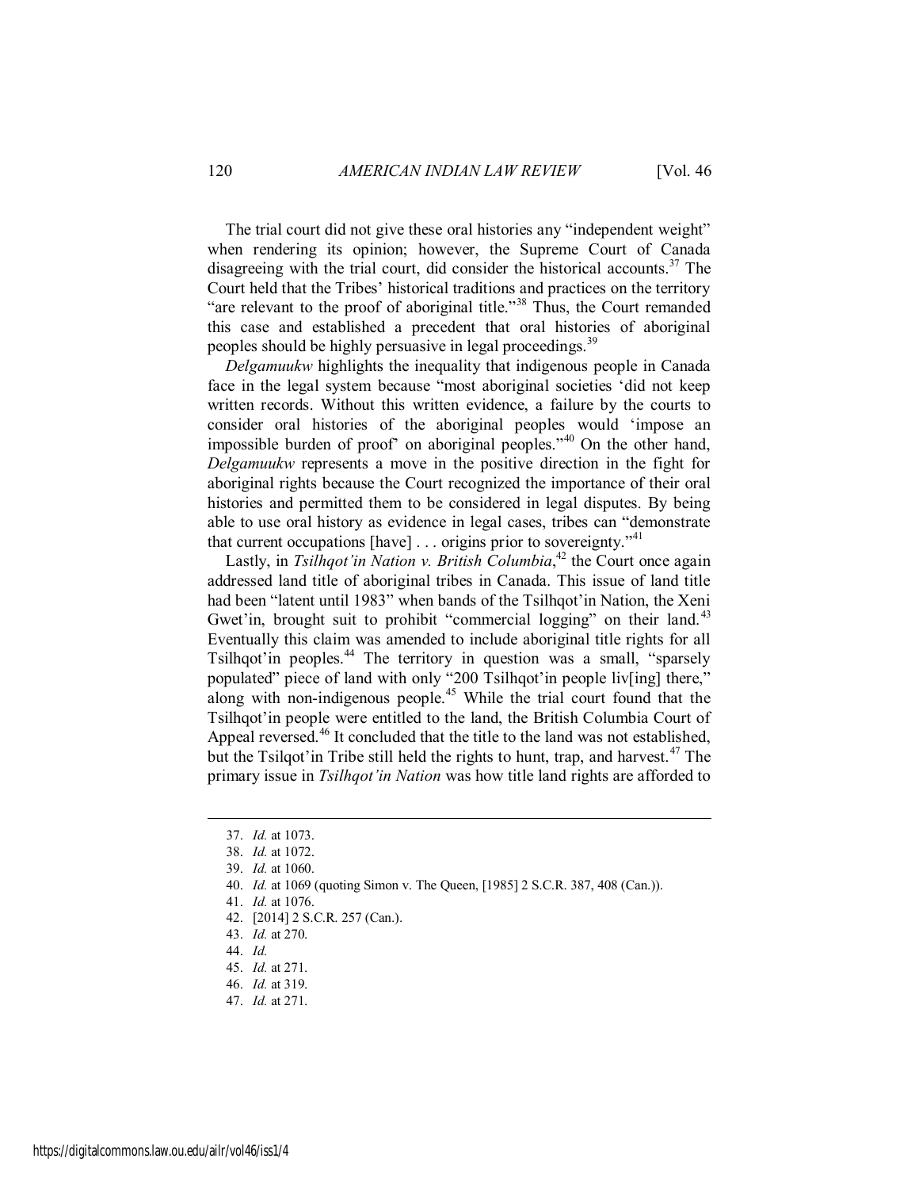The trial court did not give these oral histories any "independent weight" when rendering its opinion; however, the Supreme Court of Canada disagreeing with the trial court, did consider the historical accounts.[37] The Court held that the Tribes' historical traditions and practices on the territory "are relevant to the proof of aboriginal title."[38] Thus, the Court remanded this case and established a precedent that oral histories of aboriginal peoples should be highly persuasive in legal proceedings.[39]

*Delgamuukw* highlights the inequality that indigenous people in Canada face in the legal system because "most aboriginal societies 'did not keep written records. Without this written evidence, a failure by the courts to consider oral histories of the aboriginal peoples would 'impose an impossible burden of proof' on aboriginal peoples."[40] On the other hand, *Delgamuukw* represents a move in the positive direction in the fight for aboriginal rights because the Court recognized the importance of their oral histories and permitted them to be considered in legal disputes. By being able to use oral history as evidence in legal cases, tribes can "demonstrate that current occupations [have] . . . origins prior to sovereignty."[41]

Lastly, in *Tsilhqot'in Nation v. British Columbia*,[42] the Court once again addressed land title of aboriginal tribes in Canada. This issue of land title had been "latent until 1983" when bands of the Tsilhqot'in Nation, the Xeni Gwet'in, brought suit to prohibit "commercial logging" on their land.[43] Eventually this claim was amended to include aboriginal title rights for all Tsilhqot'in peoples.[44] The territory in question was a small, "sparsely populated" piece of land with only "200 Tsilhqot'in people liv[ing] there," along with non-indigenous people.[45] While the trial court found that the Tsilhqot'in people were entitled to the land, the British Columbia Court of Appeal reversed.[46] It concluded that the title to the land was not established, but the Tsilqot'in Tribe still held the rights to hunt, trap, and harvest.[47] The primary issue in *Tsilhqot'in Nation* was how title land rights are afforded to

---

37. *Id.* at 1073.
38. *Id.* at 1072.
39. *Id.* at 1060.
40. *Id.* at 1069 (quoting Simon v. The Queen, [1985] 2 S.C.R. 387, 408 (Can.)).
41. *Id.* at 1076.
42. [2014] 2 S.C.R. 257 (Can.).
43. *Id.* at 270.
44. *Id.*
45. *Id.* at 271.
46. *Id.* at 319.
47. *Id.* at 271.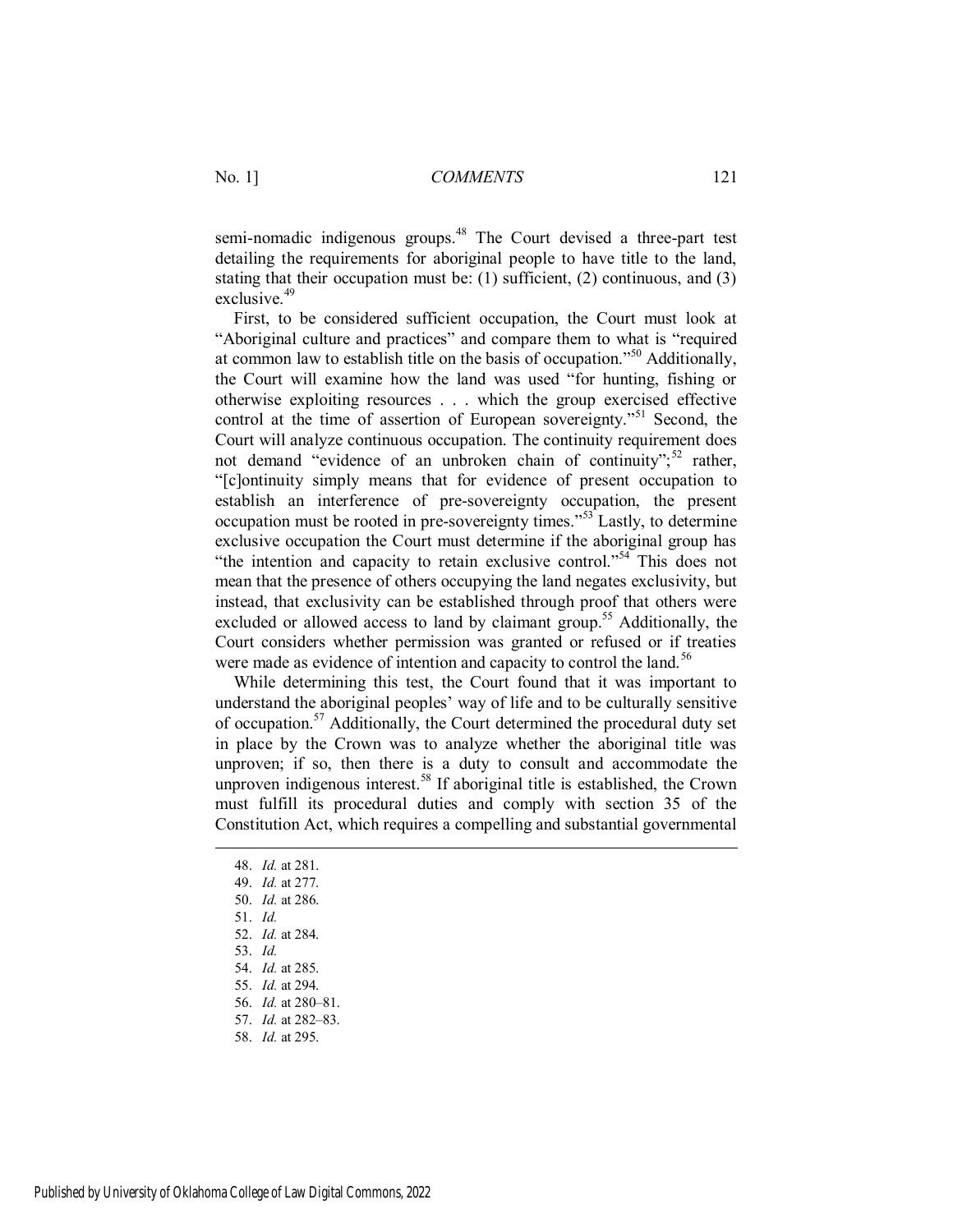semi-nomadic indigenous groups.[48] The Court devised a three-part test detailing the requirements for aboriginal people to have title to the land, stating that their occupation must be: (1) sufficient, (2) continuous, and (3) exclusive.[49]

First, to be considered sufficient occupation, the Court must look at "Aboriginal culture and practices" and compare them to what is "required at common law to establish title on the basis of occupation."[50] Additionally, the Court will examine how the land was used "for hunting, fishing or otherwise exploiting resources . . . which the group exercised effective control at the time of assertion of European sovereignty."[51] Second, the Court will analyze continuous occupation. The continuity requirement does not demand "evidence of an unbroken chain of continuity";[52] rather, "[c]ontinuity simply means that for evidence of present occupation to establish an interference of pre-sovereignty occupation, the present occupation must be rooted in pre-sovereignty times."[53] Lastly, to determine exclusive occupation the Court must determine if the aboriginal group has "the intention and capacity to retain exclusive control."[54] This does not mean that the presence of others occupying the land negates exclusivity, but instead, that exclusivity can be established through proof that others were excluded or allowed access to land by claimant group.[55] Additionally, the Court considers whether permission was granted or refused or if treaties were made as evidence of intention and capacity to control the land.[56]

While determining this test, the Court found that it was important to understand the aboriginal peoples' way of life and to be culturally sensitive of occupation.[57] Additionally, the Court determined the procedural duty set in place by the Crown was to analyze whether the aboriginal title was unproven; if so, then there is a duty to consult and accommodate the unproven indigenous interest.[58] If aboriginal title is established, the Crown must fulfill its procedural duties and comply with section 35 of the Constitution Act, which requires a compelling and substantial governmental

48. *Id.* at 281.
49. *Id.* at 277.
50. *Id.* at 286.
51. *Id.*
52. *Id.* at 284.
53. *Id.*
54. *Id.* at 285.
55. *Id.* at 294.
56. *Id.* at 280–81.
57. *Id.* at 282–83.
58. *Id.* at 295.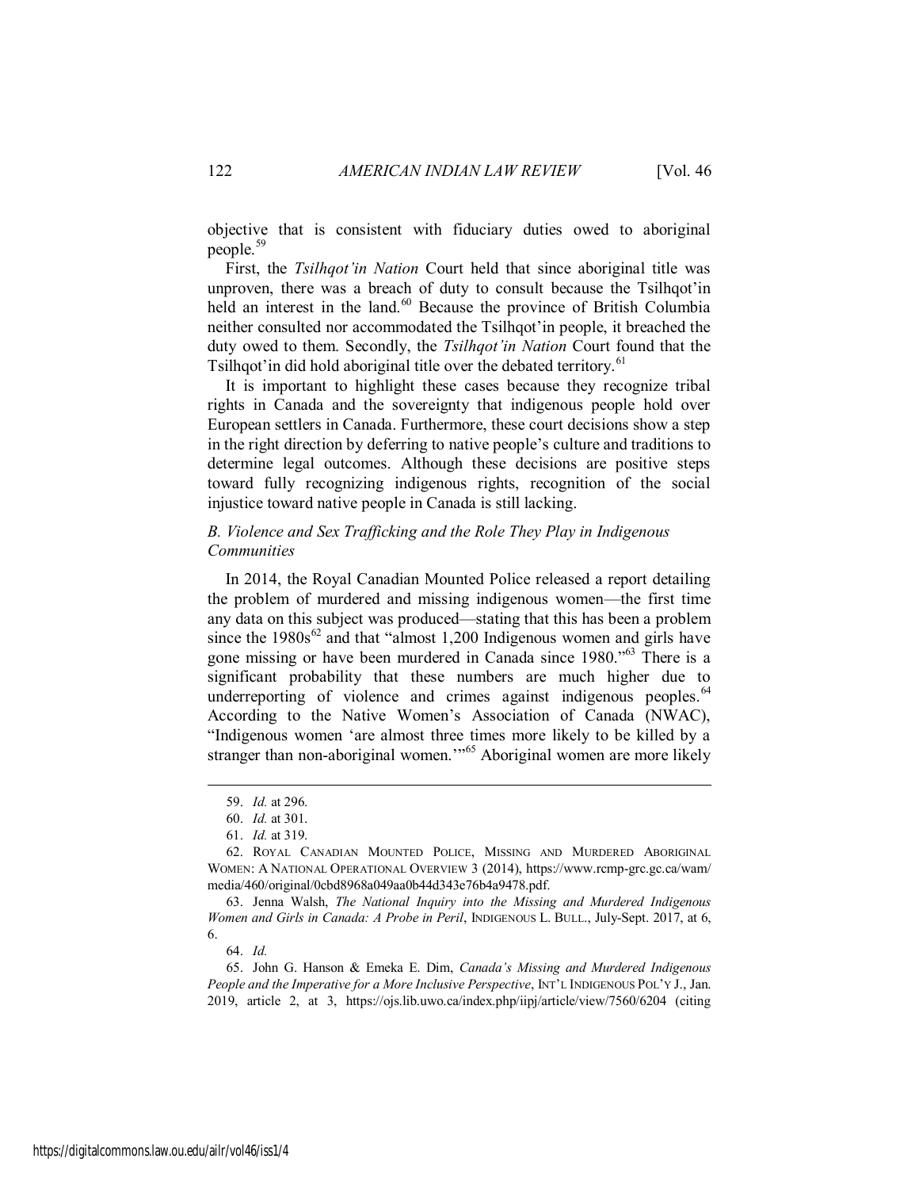objective that is consistent with fiduciary duties owed to aboriginal people.[59]

First, the *Tsilhqot'in Nation* Court held that since aboriginal title was unproven, there was a breach of duty to consult because the Tsilhqot'in held an interest in the land.[60] Because the province of British Columbia neither consulted nor accommodated the Tsilhqot'in people, it breached the duty owed to them. Secondly, the *Tsilhqot'in Nation* Court found that the Tsilhqot'in did hold aboriginal title over the debated territory.[61]

It is important to highlight these cases because they recognize tribal rights in Canada and the sovereignty that indigenous people hold over European settlers in Canada. Furthermore, these court decisions show a step in the right direction by deferring to native people's culture and traditions to determine legal outcomes. Although these decisions are positive steps toward fully recognizing indigenous rights, recognition of the social injustice toward native people in Canada is still lacking.

### *B. Violence and Sex Trafficking and the Role They Play in Indigenous Communities*

In 2014, the Royal Canadian Mounted Police released a report detailing the problem of murdered and missing indigenous women—the first time any data on this subject was produced—stating that this has been a problem since the 1980s[62] and that "almost 1,200 Indigenous women and girls have gone missing or have been murdered in Canada since 1980."[63] There is a significant probability that these numbers are much higher due to underreporting of violence and crimes against indigenous peoples.[64] According to the Native Women's Association of Canada (NWAC), "Indigenous women 'are almost three times more likely to be killed by a stranger than non-aboriginal women.'"[65] Aboriginal women are more likely

---

59. *Id.* at 296.

60. *Id.* at 301.

61. *Id.* at 319.

62. ROYAL CANADIAN MOUNTED POLICE, MISSING AND MURDERED ABORIGINAL WOMEN: A NATIONAL OPERATIONAL OVERVIEW 3 (2014), https://www.rcmp-grc.gc.ca/wam/media/460/original/0cbd8968a049aa0b44d343e76b4a9478.pdf.

63. Jenna Walsh, *The National Inquiry into the Missing and Murdered Indigenous Women and Girls in Canada: A Probe in Peril*, INDIGENOUS L. BULL., July-Sept. 2017, at 6, 6.

64. *Id.*

65. John G. Hanson & Emeka E. Dim, *Canada's Missing and Murdered Indigenous People and the Imperative for a More Inclusive Perspective*, INT'L INDIGENOUS POL'Y J., Jan. 2019, article 2, at 3, https://ojs.lib.uwo.ca/index.php/iipj/article/view/7560/6204 (citing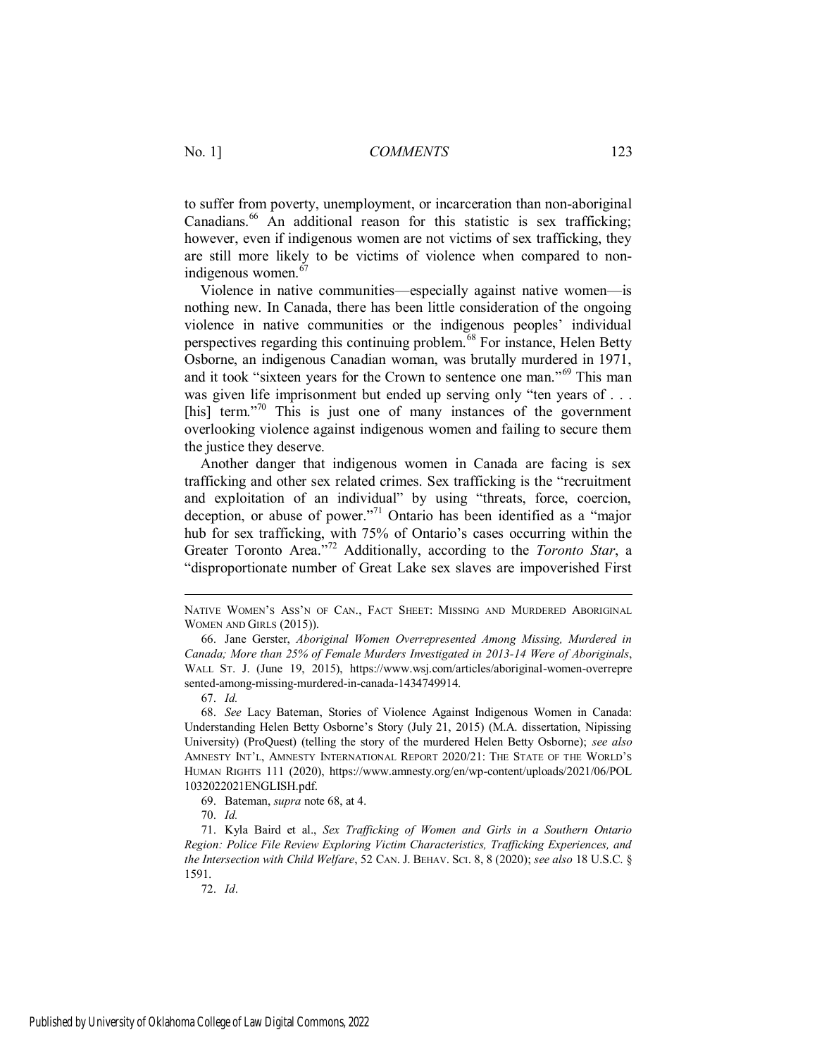to suffer from poverty, unemployment, or incarceration than non-aboriginal Canadians.[66] An additional reason for this statistic is sex trafficking; however, even if indigenous women are not victims of sex trafficking, they are still more likely to be victims of violence when compared to non-indigenous women.[67]

Violence in native communities—especially against native women—is nothing new. In Canada, there has been little consideration of the ongoing violence in native communities or the indigenous peoples' individual perspectives regarding this continuing problem.[68] For instance, Helen Betty Osborne, an indigenous Canadian woman, was brutally murdered in 1971, and it took "sixteen years for the Crown to sentence one man."[69] This man was given life imprisonment but ended up serving only "ten years of . . . [his] term."[70] This is just one of many instances of the government overlooking violence against indigenous women and failing to secure them the justice they deserve.

Another danger that indigenous women in Canada are facing is sex trafficking and other sex related crimes. Sex trafficking is the "recruitment and exploitation of an individual" by using "threats, force, coercion, deception, or abuse of power."[71] Ontario has been identified as a "major hub for sex trafficking, with 75% of Ontario's cases occurring within the Greater Toronto Area."[72] Additionally, according to the *Toronto Star*, a "disproportionate number of Great Lake sex slaves are impoverished First

---

NATIVE WOMEN'S ASS'N OF CAN., FACT SHEET: MISSING AND MURDERED ABORIGINAL WOMEN AND GIRLS (2015)).

66. Jane Gerster, *Aboriginal Women Overrepresented Among Missing, Murdered in Canada; More than 25% of Female Murders Investigated in 2013-14 Were of Aboriginals*, WALL ST. J. (June 19, 2015), https://www.wsj.com/articles/aboriginal-women-overrepresented-among-missing-murdered-in-canada-1434749914.

67. *Id.*

68. *See* Lacy Bateman, Stories of Violence Against Indigenous Women in Canada: Understanding Helen Betty Osborne's Story (July 21, 2015) (M.A. dissertation, Nipissing University) (ProQuest) (telling the story of the murdered Helen Betty Osborne); *see also* AMNESTY INT'L, AMNESTY INTERNATIONAL REPORT 2020/21: THE STATE OF THE WORLD'S HUMAN RIGHTS 111 (2020), https://www.amnesty.org/en/wp-content/uploads/2021/06/POL1032022021ENGLISH.pdf.

69. Bateman, *supra* note 68, at 4.

70. *Id.*

71. Kyla Baird et al., *Sex Trafficking of Women and Girls in a Southern Ontario Region: Police File Review Exploring Victim Characteristics, Trafficking Experiences, and the Intersection with Child Welfare*, 52 CAN. J. BEHAV. SCI. 8, 8 (2020); *see also* 18 U.S.C. § 1591.

72. *Id*.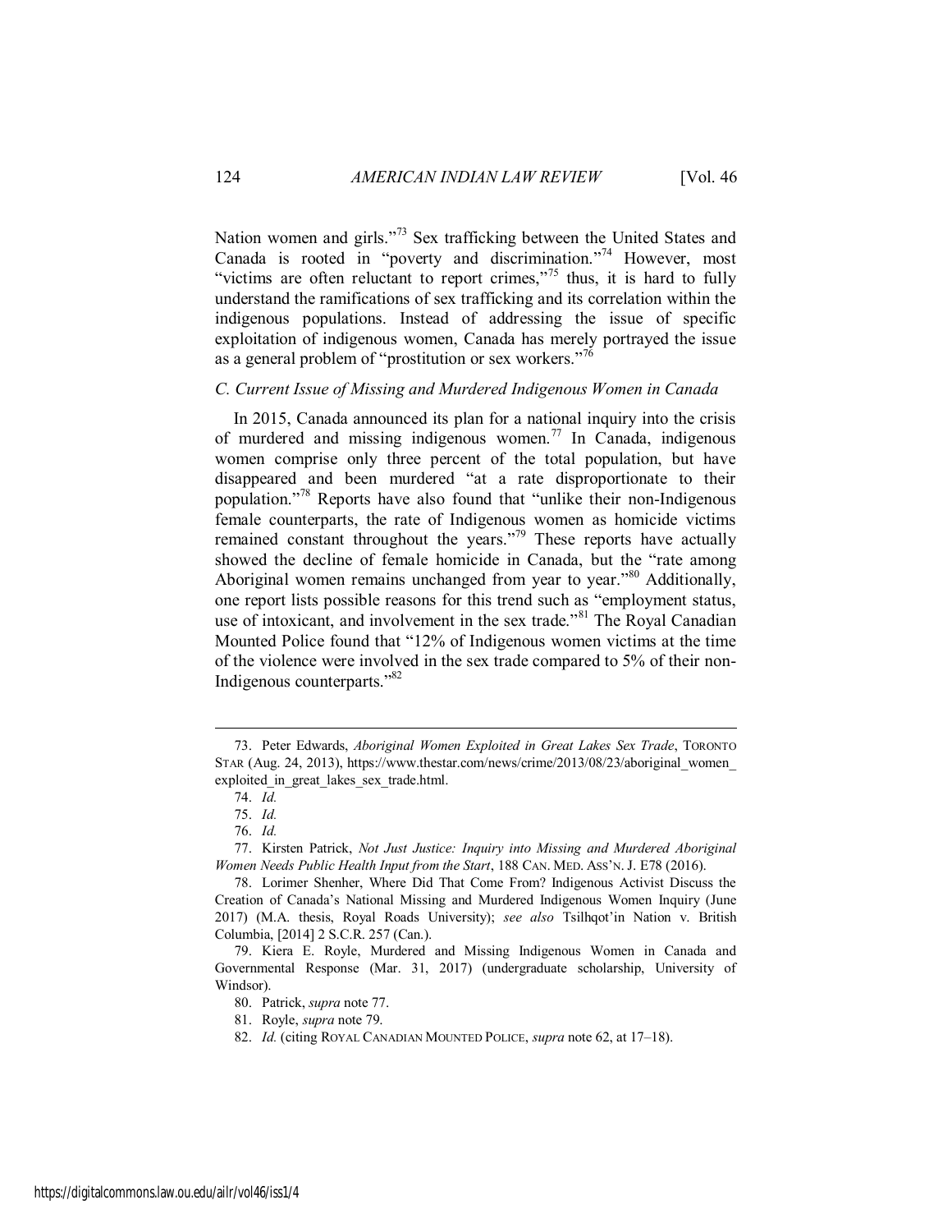Nation women and girls."[73] Sex trafficking between the United States and Canada is rooted in "poverty and discrimination."[74] However, most "victims are often reluctant to report crimes,"[75] thus, it is hard to fully understand the ramifications of sex trafficking and its correlation within the indigenous populations. Instead of addressing the issue of specific exploitation of indigenous women, Canada has merely portrayed the issue as a general problem of "prostitution or sex workers."[76]

### *C. Current Issue of Missing and Murdered Indigenous Women in Canada*

In 2015, Canada announced its plan for a national inquiry into the crisis of murdered and missing indigenous women.[77] In Canada, indigenous women comprise only three percent of the total population, but have disappeared and been murdered "at a rate disproportionate to their population."[78] Reports have also found that "unlike their non-Indigenous female counterparts, the rate of Indigenous women as homicide victims remained constant throughout the years."[79] These reports have actually showed the decline of female homicide in Canada, but the "rate among Aboriginal women remains unchanged from year to year."[80] Additionally, one report lists possible reasons for this trend such as "employment status, use of intoxicant, and involvement in the sex trade."[81] The Royal Canadian Mounted Police found that "12% of Indigenous women victims at the time of the violence were involved in the sex trade compared to 5% of their non-Indigenous counterparts."[82]

---

73. Peter Edwards, *Aboriginal Women Exploited in Great Lakes Sex Trade*, TORONTO STAR (Aug. 24, 2013), https://www.thestar.com/news/crime/2013/08/23/aboriginal_women_exploited_in_great_lakes_sex_trade.html.

74. *Id.*

75. *Id.*

76. *Id.*

77. Kirsten Patrick, *Not Just Justice: Inquiry into Missing and Murdered Aboriginal Women Needs Public Health Input from the Start*, 188 CAN. MED. ASS'N. J. E78 (2016).

78. Lorimer Shenher, Where Did That Come From? Indigenous Activist Discuss the Creation of Canada's National Missing and Murdered Indigenous Women Inquiry (June 2017) (M.A. thesis, Royal Roads University); *see also* Tsilhqot'in Nation v. British Columbia, [2014] 2 S.C.R. 257 (Can.).

79. Kiera E. Royle, Murdered and Missing Indigenous Women in Canada and Governmental Response (Mar. 31, 2017) (undergraduate scholarship, University of Windsor).

80. Patrick, *supra* note 77.

81. Royle, *supra* note 79.

82. *Id.* (citing ROYAL CANADIAN MOUNTED POLICE, *supra* note 62, at 17–18).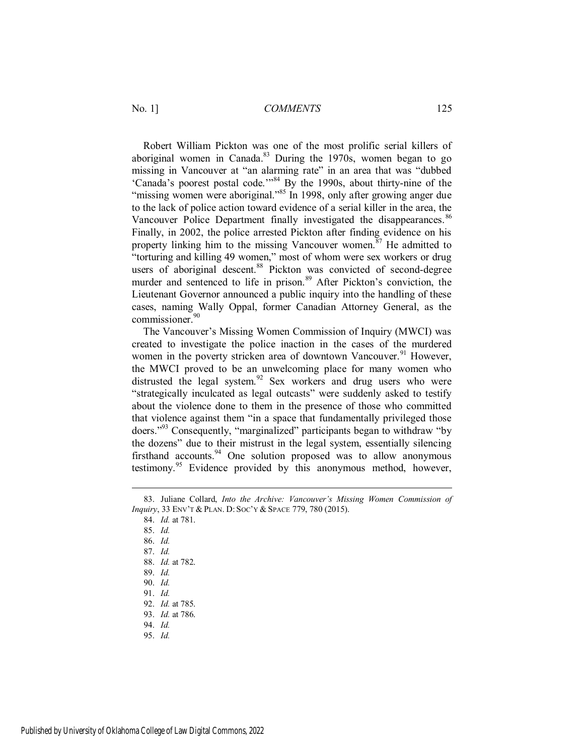Robert William Pickton was one of the most prolific serial killers of aboriginal women in Canada.[83] During the 1970s, women began to go missing in Vancouver at "an alarming rate" in an area that was "dubbed 'Canada's poorest postal code.'"[84] By the 1990s, about thirty-nine of the "missing women were aboriginal."[85] In 1998, only after growing anger due to the lack of police action toward evidence of a serial killer in the area, the Vancouver Police Department finally investigated the disappearances.[86] Finally, in 2002, the police arrested Pickton after finding evidence on his property linking him to the missing Vancouver women.[87] He admitted to "torturing and killing 49 women," most of whom were sex workers or drug users of aboriginal descent.[88] Pickton was convicted of second-degree murder and sentenced to life in prison.[89] After Pickton's conviction, the Lieutenant Governor announced a public inquiry into the handling of these cases, naming Wally Oppal, former Canadian Attorney General, as the commissioner.[90]

The Vancouver's Missing Women Commission of Inquiry (MWCI) was created to investigate the police inaction in the cases of the murdered women in the poverty stricken area of downtown Vancouver.[91] However, the MWCI proved to be an unwelcoming place for many women who distrusted the legal system.[92] Sex workers and drug users who were "strategically inculcated as legal outcasts" were suddenly asked to testify about the violence done to them in the presence of those who committed that violence against them "in a space that fundamentally privileged those doers."[93] Consequently, "marginalized" participants began to withdraw "by the dozens" due to their mistrust in the legal system, essentially silencing firsthand accounts.[94] One solution proposed was to allow anonymous testimony.[95] Evidence provided by this anonymous method, however,

---

83. Juliane Collard, *Into the Archive: Vancouver's Missing Women Commission of Inquiry*, 33 ENV'T & PLAN. D: SOC'Y & SPACE 779, 780 (2015).
84. *Id.* at 781.
85. *Id.*
86. *Id.*
87. *Id.*
88. *Id.* at 782.
89. *Id.*
90. *Id.*
91. *Id.*
92. *Id.* at 785.
93. *Id.* at 786.
94. *Id.*
95. *Id.*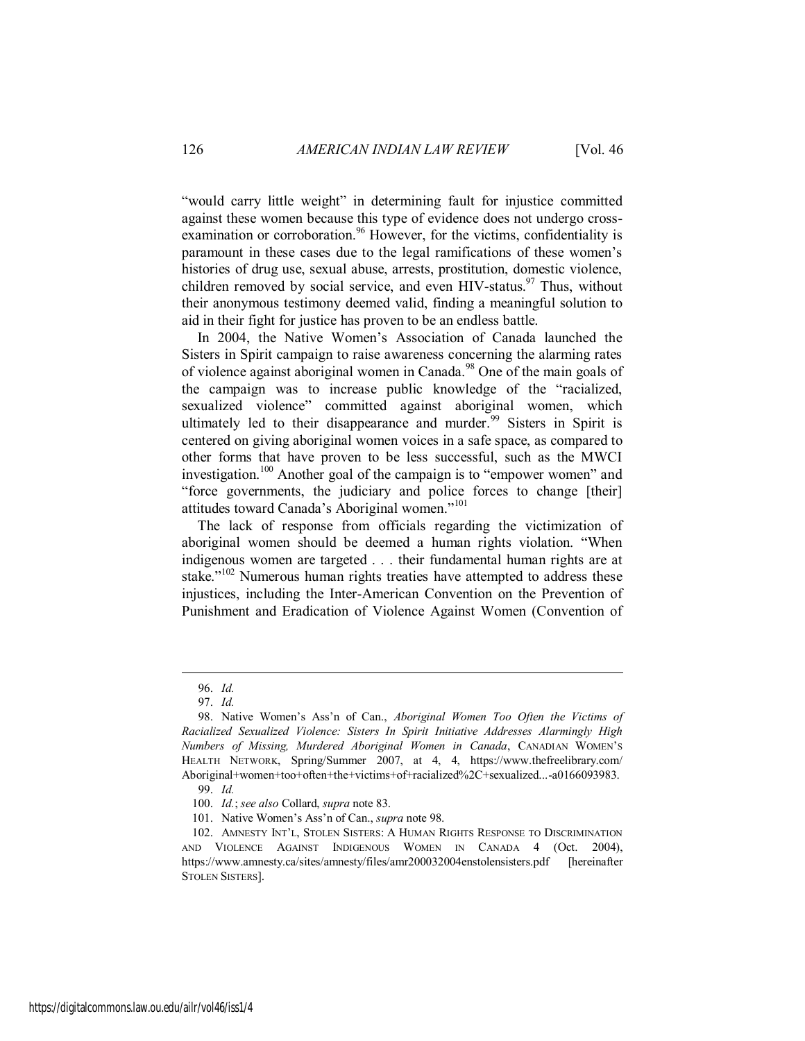"would carry little weight" in determining fault for injustice committed against these women because this type of evidence does not undergo cross-examination or corroboration.[96] However, for the victims, confidentiality is paramount in these cases due to the legal ramifications of these women's histories of drug use, sexual abuse, arrests, prostitution, domestic violence, children removed by social service, and even HIV-status.[97] Thus, without their anonymous testimony deemed valid, finding a meaningful solution to aid in their fight for justice has proven to be an endless battle.

In 2004, the Native Women's Association of Canada launched the Sisters in Spirit campaign to raise awareness concerning the alarming rates of violence against aboriginal women in Canada.[98] One of the main goals of the campaign was to increase public knowledge of the "racialized, sexualized violence" committed against aboriginal women, which ultimately led to their disappearance and murder.[99] Sisters in Spirit is centered on giving aboriginal women voices in a safe space, as compared to other forms that have proven to be less successful, such as the MWCI investigation.[100] Another goal of the campaign is to "empower women" and "force governments, the judiciary and police forces to change [their] attitudes toward Canada's Aboriginal women."[101]

The lack of response from officials regarding the victimization of aboriginal women should be deemed a human rights violation. "When indigenous women are targeted . . . their fundamental human rights are at stake."[102] Numerous human rights treaties have attempted to address these injustices, including the Inter-American Convention on the Prevention of Punishment and Eradication of Violence Against Women (Convention of

---

96. *Id.*

97. *Id.*

98. Native Women's Ass'n of Can., *Aboriginal Women Too Often the Victims of Racialized Sexualized Violence: Sisters In Spirit Initiative Addresses Alarmingly High Numbers of Missing, Murdered Aboriginal Women in Canada*, CANADIAN WOMEN'S HEALTH NETWORK, Spring/Summer 2007, at 4, 4, https://www.thefreelibrary.com/Aboriginal+women+too+often+the+victims+of+racialized%2C+sexualized...-a0166093983.

99. *Id.*

100. *Id.*; *see also* Collard, *supra* note 83.

101. Native Women's Ass'n of Can., *supra* note 98.

102. AMNESTY INT'L, STOLEN SISTERS: A HUMAN RIGHTS RESPONSE TO DISCRIMINATION AND VIOLENCE AGAINST INDIGENOUS WOMEN IN CANADA 4 (Oct. 2004), https://www.amnesty.ca/sites/amnesty/files/amr200032004enstolensisters.pdf [hereinafter STOLEN SISTERS].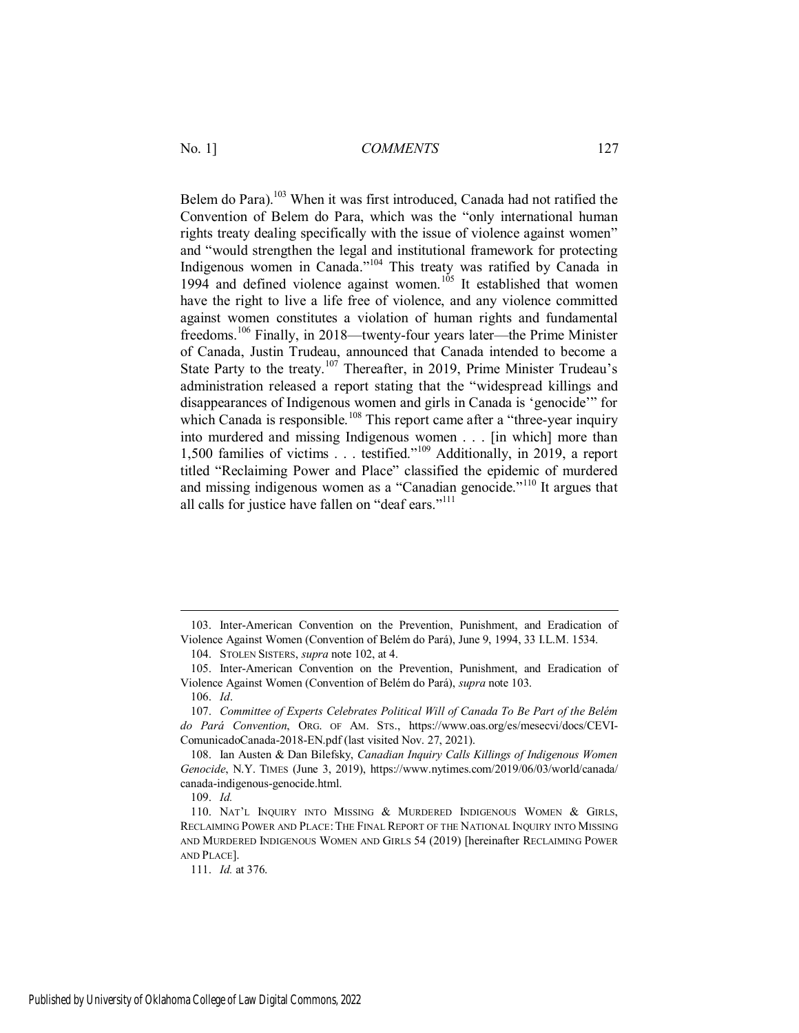Belem do Para).[103] When it was first introduced, Canada had not ratified the Convention of Belem do Para, which was the "only international human rights treaty dealing specifically with the issue of violence against women" and "would strengthen the legal and institutional framework for protecting Indigenous women in Canada."[104] This treaty was ratified by Canada in 1994 and defined violence against women.[105] It established that women have the right to live a life free of violence, and any violence committed against women constitutes a violation of human rights and fundamental freedoms.[106] Finally, in 2018—twenty-four years later—the Prime Minister of Canada, Justin Trudeau, announced that Canada intended to become a State Party to the treaty.[107] Thereafter, in 2019, Prime Minister Trudeau's administration released a report stating that the "widespread killings and disappearances of Indigenous women and girls in Canada is 'genocide'" for which Canada is responsible.[108] This report came after a "three-year inquiry into murdered and missing Indigenous women . . . [in which] more than 1,500 families of victims . . . testified."[109] Additionally, in 2019, a report titled "Reclaiming Power and Place" classified the epidemic of murdered and missing indigenous women as a "Canadian genocide."[110] It argues that all calls for justice have fallen on "deaf ears."[111]

---

103. Inter-American Convention on the Prevention, Punishment, and Eradication of Violence Against Women (Convention of Belém do Pará), June 9, 1994, 33 I.L.M. 1534.

104. STOLEN SISTERS, *supra* note 102, at 4.

105. Inter-American Convention on the Prevention, Punishment, and Eradication of Violence Against Women (Convention of Belém do Pará), *supra* note 103.

106. *Id*.

107. *Committee of Experts Celebrates Political Will of Canada To Be Part of the Belém do Pará Convention*, ORG. OF AM. STS., https://www.oas.org/es/mesecvi/docs/CEVI-ComunicadoCanada-2018-EN.pdf (last visited Nov. 27, 2021).

108. Ian Austen & Dan Bilefsky, *Canadian Inquiry Calls Killings of Indigenous Women Genocide*, N.Y. TIMES (June 3, 2019), https://www.nytimes.com/2019/06/03/world/canada/canada-indigenous-genocide.html.

109. *Id.*

110. NAT'L INQUIRY INTO MISSING & MURDERED INDIGENOUS WOMEN & GIRLS, RECLAIMING POWER AND PLACE: THE FINAL REPORT OF THE NATIONAL INQUIRY INTO MISSING AND MURDERED INDIGENOUS WOMEN AND GIRLS 54 (2019) [hereinafter RECLAIMING POWER AND PLACE].

111. *Id.* at 376.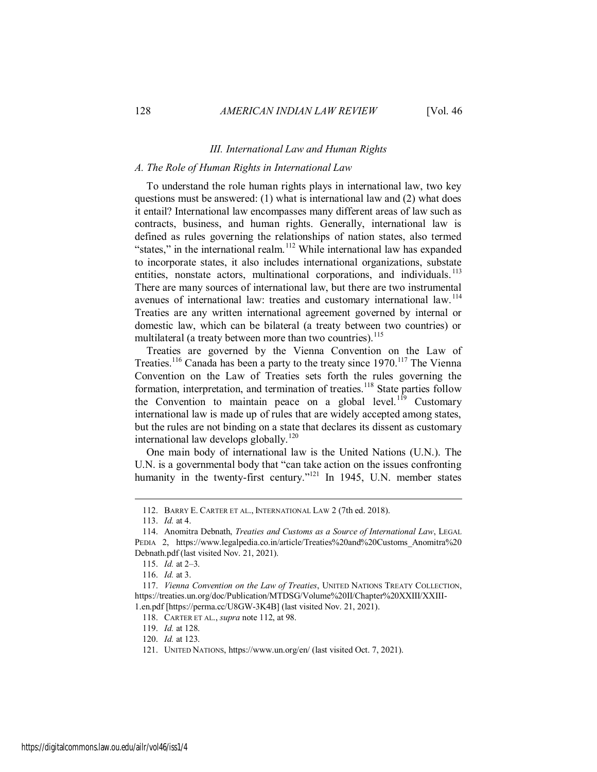### III. International Law and Human Rights

#### A. The Role of Human Rights in International Law

To understand the role human rights plays in international law, two key questions must be answered: (1) what is international law and (2) what does it entail? International law encompasses many different areas of law such as contracts, business, and human rights. Generally, international law is defined as rules governing the relationships of nation states, also termed "states," in the international realm.[112] While international law has expanded to incorporate states, it also includes international organizations, substate entities, nonstate actors, multinational corporations, and individuals.[113] There are many sources of international law, but there are two instrumental avenues of international law: treaties and customary international law.[114] Treaties are any written international agreement governed by internal or domestic law, which can be bilateral (a treaty between two countries) or multilateral (a treaty between more than two countries).[115]

Treaties are governed by the Vienna Convention on the Law of Treaties.[116] Canada has been a party to the treaty since 1970.[117] The Vienna Convention on the Law of Treaties sets forth the rules governing the formation, interpretation, and termination of treaties.[118] State parties follow the Convention to maintain peace on a global level.[119] Customary international law is made up of rules that are widely accepted among states, but the rules are not binding on a state that declares its dissent as customary international law develops globally.[120]

One main body of international law is the United Nations (U.N.). The U.N. is a governmental body that "can take action on the issues confronting humanity in the twenty-first century."[121] In 1945, U.N. member states

---

112. BARRY E. CARTER ET AL., INTERNATIONAL LAW 2 (7th ed. 2018).

113. *Id.* at 4.

114. Anomitra Debnath, *Treaties and Customs as a Source of International Law*, LEGAL PEDIA 2, https://www.legalpedia.co.in/article/Treaties%20and%20Customs_Anomitra%20Debnath.pdf (last visited Nov. 21, 2021).

115. *Id.* at 2–3.

116. *Id.* at 3.

117. *Vienna Convention on the Law of Treaties*, UNITED NATIONS TREATY COLLECTION, https://treaties.un.org/doc/Publication/MTDSG/Volume%20II/Chapter%20XXIII/XXIII-1.en.pdf [https://perma.cc/U8GW-3K4B] (last visited Nov. 21, 2021).

118. CARTER ET AL., *supra* note 112, at 98.

119. *Id.* at 128.

120. *Id.* at 123.

121. UNITED NATIONS, https://www.un.org/en/ (last visited Oct. 7, 2021).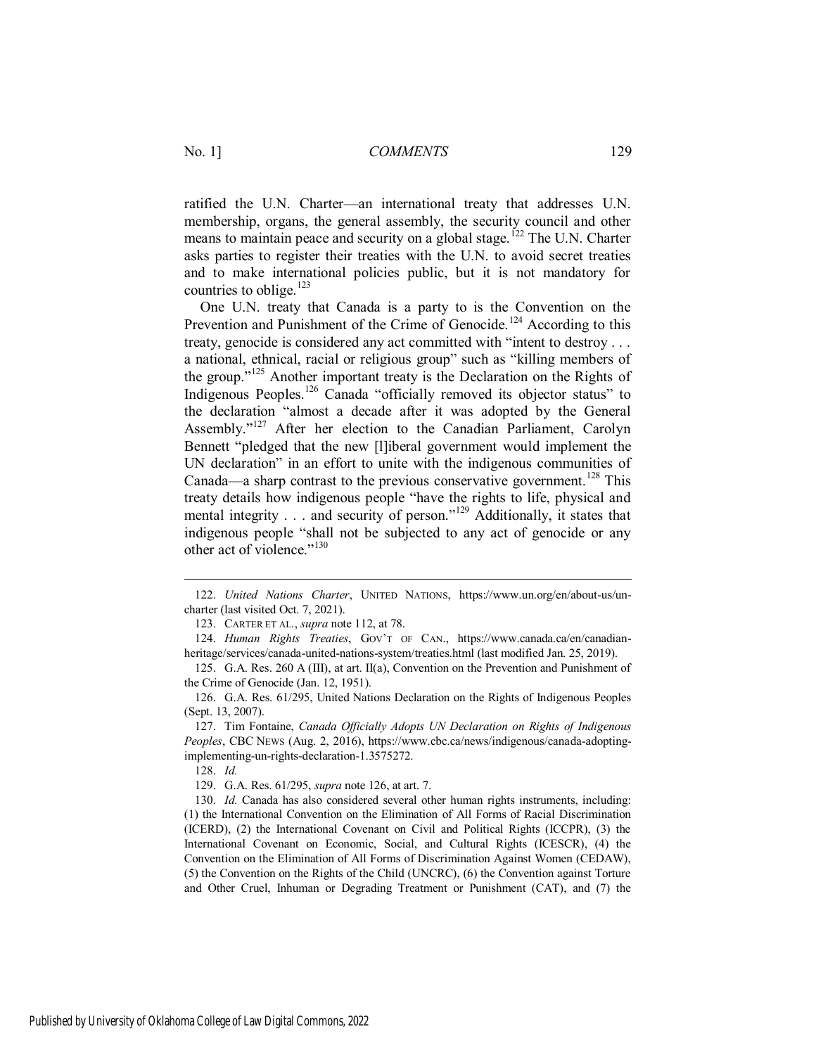ratified the U.N. Charter—an international treaty that addresses U.N. membership, organs, the general assembly, the security council and other means to maintain peace and security on a global stage.[122] The U.N. Charter asks parties to register their treaties with the U.N. to avoid secret treaties and to make international policies public, but it is not mandatory for countries to oblige.[123]

One U.N. treaty that Canada is a party to is the Convention on the Prevention and Punishment of the Crime of Genocide.[124] According to this treaty, genocide is considered any act committed with "intent to destroy . . . a national, ethnical, racial or religious group" such as "killing members of the group."[125] Another important treaty is the Declaration on the Rights of Indigenous Peoples.[126] Canada "officially removed its objector status" to the declaration "almost a decade after it was adopted by the General Assembly."[127] After her election to the Canadian Parliament, Carolyn Bennett "pledged that the new [l]iberal government would implement the UN declaration" in an effort to unite with the indigenous communities of Canada—a sharp contrast to the previous conservative government.[128] This treaty details how indigenous people "have the rights to life, physical and mental integrity . . . and security of person."[129] Additionally, it states that indigenous people "shall not be subjected to any act of genocide or any other act of violence."[130]

---

122. *United Nations Charter*, UNITED NATIONS, https://www.un.org/en/about-us/un-charter (last visited Oct. 7, 2021).

123. CARTER ET AL., *supra* note 112, at 78.

124. *Human Rights Treaties*, GOV'T OF CAN., https://www.canada.ca/en/canadian-heritage/services/canada-united-nations-system/treaties.html (last modified Jan. 25, 2019).

125. G.A. Res. 260 A (III), at art. II(a), Convention on the Prevention and Punishment of the Crime of Genocide (Jan. 12, 1951).

126. G.A. Res. 61/295, United Nations Declaration on the Rights of Indigenous Peoples (Sept. 13, 2007).

127. Tim Fontaine, *Canada Officially Adopts UN Declaration on Rights of Indigenous Peoples*, CBC NEWS (Aug. 2, 2016), https://www.cbc.ca/news/indigenous/canada-adopting-implementing-un-rights-declaration-1.3575272.

128. *Id.*

129. G.A. Res. 61/295, *supra* note 126, at art. 7.

130. *Id.* Canada has also considered several other human rights instruments, including: (1) the International Convention on the Elimination of All Forms of Racial Discrimination (ICERD), (2) the International Covenant on Civil and Political Rights (ICCPR), (3) the International Covenant on Economic, Social, and Cultural Rights (ICESCR), (4) the Convention on the Elimination of All Forms of Discrimination Against Women (CEDAW), (5) the Convention on the Rights of the Child (UNCRC), (6) the Convention against Torture and Other Cruel, Inhuman or Degrading Treatment or Punishment (CAT), and (7) the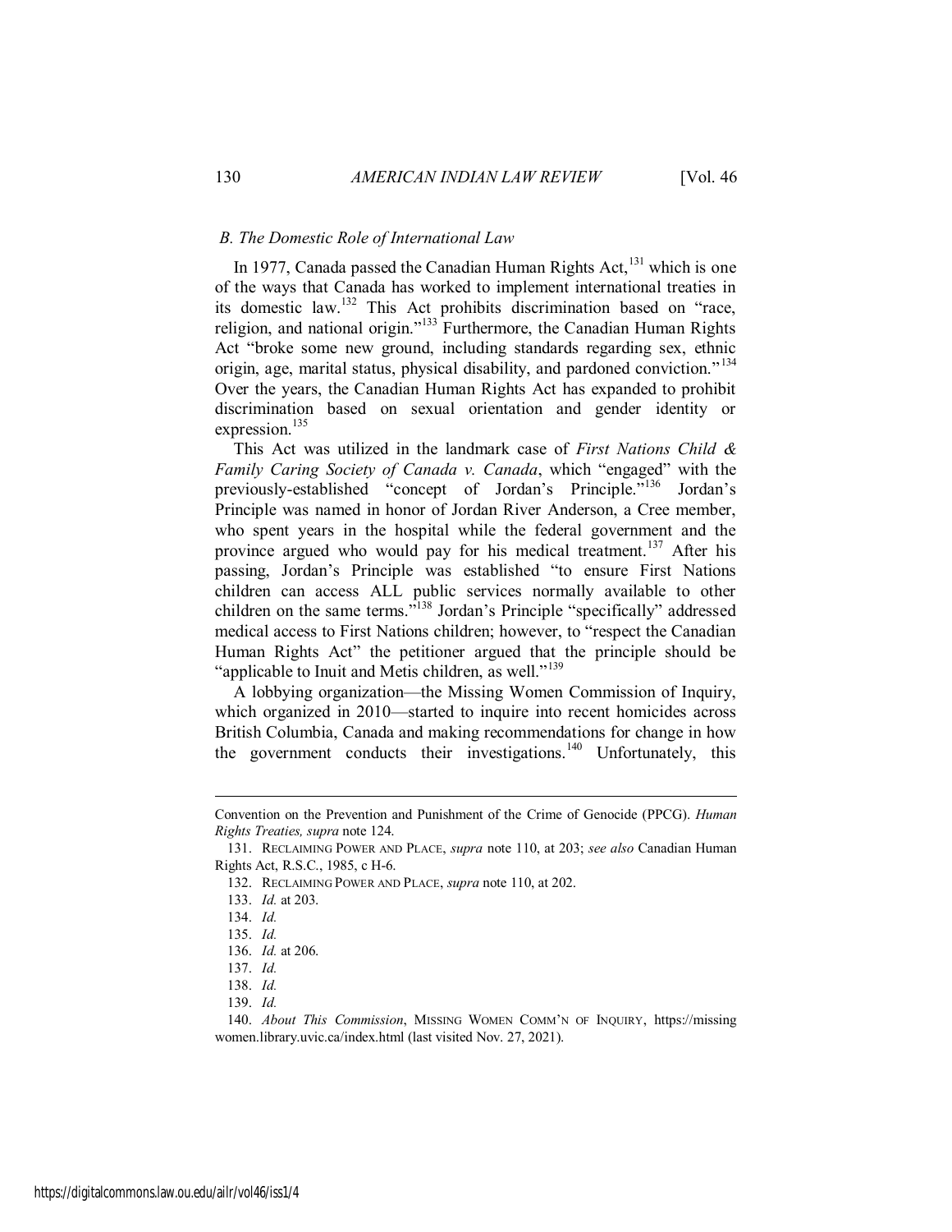### *B. The Domestic Role of International Law*

In 1977, Canada passed the Canadian Human Rights Act,[131] which is one of the ways that Canada has worked to implement international treaties in its domestic law.[132] This Act prohibits discrimination based on "race, religion, and national origin."[133] Furthermore, the Canadian Human Rights Act "broke some new ground, including standards regarding sex, ethnic origin, age, marital status, physical disability, and pardoned conviction."[134] Over the years, the Canadian Human Rights Act has expanded to prohibit discrimination based on sexual orientation and gender identity or expression.[135]

This Act was utilized in the landmark case of *First Nations Child & Family Caring Society of Canada v. Canada*, which "engaged" with the previously-established "concept of Jordan's Principle."[136] Jordan's Principle was named in honor of Jordan River Anderson, a Cree member, who spent years in the hospital while the federal government and the province argued who would pay for his medical treatment.[137] After his passing, Jordan's Principle was established "to ensure First Nations children can access ALL public services normally available to other children on the same terms."[138] Jordan's Principle "specifically" addressed medical access to First Nations children; however, to "respect the Canadian Human Rights Act" the petitioner argued that the principle should be "applicable to Inuit and Metis children, as well."[139]

A lobbying organization—the Missing Women Commission of Inquiry, which organized in 2010—started to inquire into recent homicides across British Columbia, Canada and making recommendations for change in how the government conducts their investigations.[140] Unfortunately, this

---

Convention on the Prevention and Punishment of the Crime of Genocide (PPCG). *Human Rights Treaties, supra* note 124.

131. RECLAIMING POWER AND PLACE, *supra* note 110, at 203; *see also* Canadian Human Rights Act, R.S.C., 1985, c H-6.

132. RECLAIMING POWER AND PLACE, *supra* note 110, at 202.

133. *Id.* at 203.

134. *Id.*

135. *Id.*

136. *Id.* at 206.

137. *Id.*

138. *Id.*

139. *Id.*

140. *About This Commission*, MISSING WOMEN COMM'N OF INQUIRY, https://missingwomen.library.uvic.ca/index.html (last visited Nov. 27, 2021).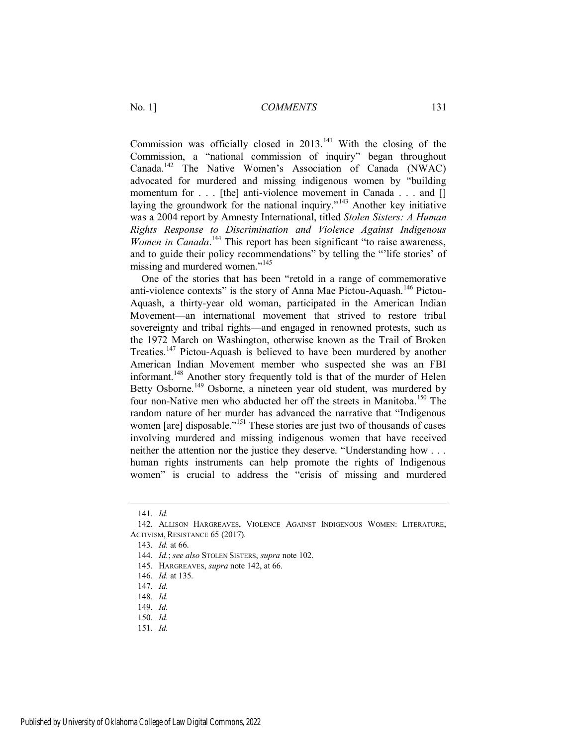Commission was officially closed in 2013.[141] With the closing of the Commission, a "national commission of inquiry" began throughout Canada.[142] The Native Women's Association of Canada (NWAC) advocated for murdered and missing indigenous women by "building momentum for . . . [the] anti-violence movement in Canada . . . and [] laying the groundwork for the national inquiry."[143] Another key initiative was a 2004 report by Amnesty International, titled *Stolen Sisters: A Human Rights Response to Discrimination and Violence Against Indigenous Women in Canada*.[144] This report has been significant "to raise awareness, and to guide their policy recommendations" by telling the "'life stories' of missing and murdered women."[145]

One of the stories that has been "retold in a range of commemorative anti-violence contexts" is the story of Anna Mae Pictou-Aquash.[146] Pictou-Aquash, a thirty-year old woman, participated in the American Indian Movement—an international movement that strived to restore tribal sovereignty and tribal rights—and engaged in renowned protests, such as the 1972 March on Washington, otherwise known as the Trail of Broken Treaties.[147] Pictou-Aquash is believed to have been murdered by another American Indian Movement member who suspected she was an FBI informant.[148] Another story frequently told is that of the murder of Helen Betty Osborne.[149] Osborne, a nineteen year old student, was murdered by four non-Native men who abducted her off the streets in Manitoba.[150] The random nature of her murder has advanced the narrative that "Indigenous women [are] disposable."[151] These stories are just two of thousands of cases involving murdered and missing indigenous women that have received neither the attention nor the justice they deserve. "Understanding how . . . human rights instruments can help promote the rights of Indigenous women" is crucial to address the "crisis of missing and murdered

---

141. *Id.*

142. ALLISON HARGREAVES, VIOLENCE AGAINST INDIGENOUS WOMEN: LITERATURE, ACTIVISM, RESISTANCE 65 (2017).

143. *Id.* at 66.

144. *Id.*; *see also* STOLEN SISTERS, *supra* note 102.

145. HARGREAVES, *supra* note 142, at 66.

146. *Id.* at 135.

147. *Id.*

148. *Id.*

149. *Id.*

150. *Id.*

151. *Id.*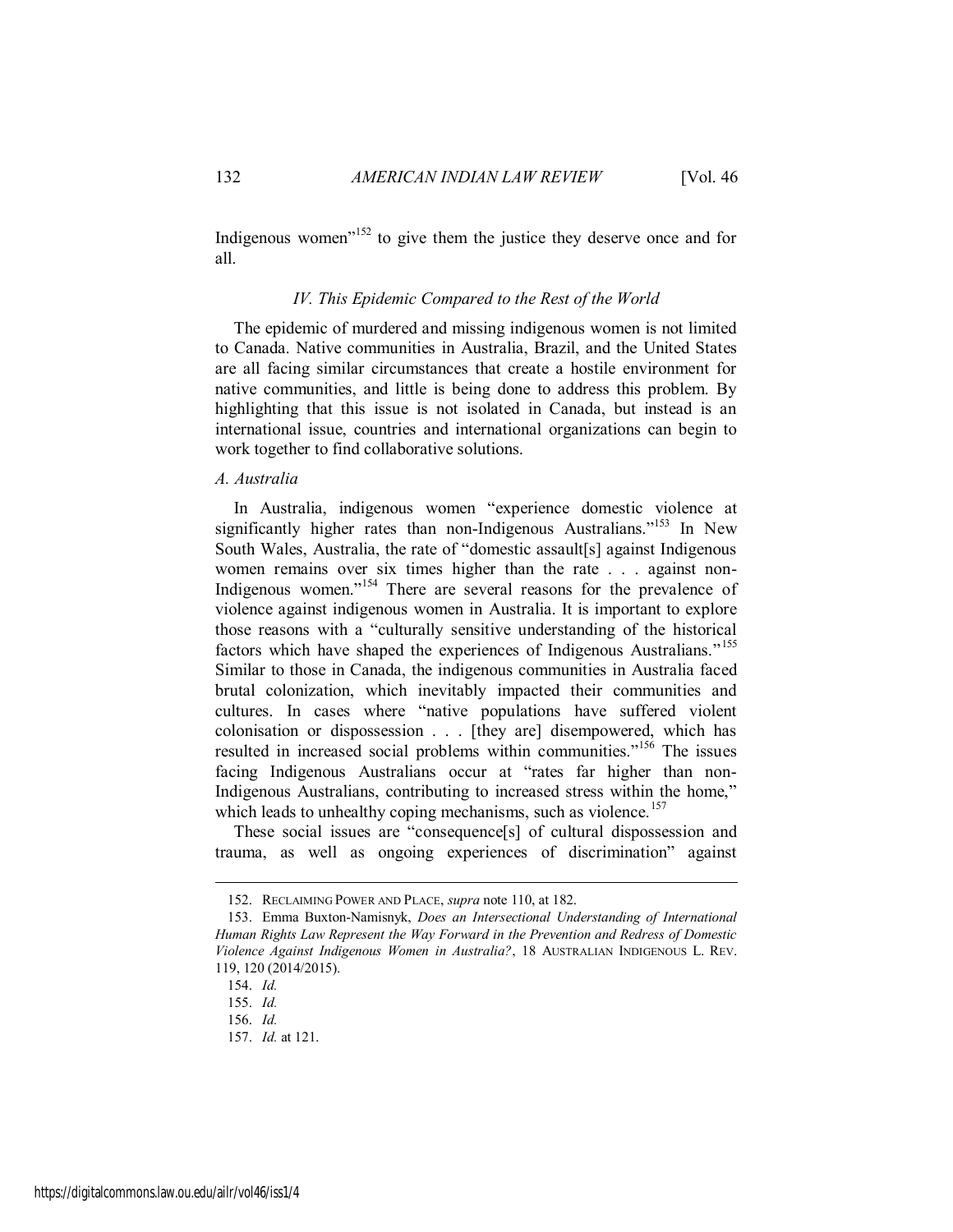Indigenous women"[152] to give them the justice they deserve once and for all.

### *IV. This Epidemic Compared to the Rest of the World*

The epidemic of murdered and missing indigenous women is not limited to Canada. Native communities in Australia, Brazil, and the United States are all facing similar circumstances that create a hostile environment for native communities, and little is being done to address this problem. By highlighting that this issue is not isolated in Canada, but instead is an international issue, countries and international organizations can begin to work together to find collaborative solutions.

#### *A. Australia*

In Australia, indigenous women "experience domestic violence at significantly higher rates than non-Indigenous Australians."[153] In New South Wales, Australia, the rate of "domestic assault[s] against Indigenous women remains over six times higher than the rate . . . against non-Indigenous women."[154] There are several reasons for the prevalence of violence against indigenous women in Australia. It is important to explore those reasons with a "culturally sensitive understanding of the historical factors which have shaped the experiences of Indigenous Australians."[155] Similar to those in Canada, the indigenous communities in Australia faced brutal colonization, which inevitably impacted their communities and cultures. In cases where "native populations have suffered violent colonisation or dispossession . . . [they are] disempowered, which has resulted in increased social problems within communities."[156] The issues facing Indigenous Australians occur at "rates far higher than non-Indigenous Australians, contributing to increased stress within the home," which leads to unhealthy coping mechanisms, such as violence.[157]

These social issues are "consequence[s] of cultural dispossession and trauma, as well as ongoing experiences of discrimination" against

---

152. RECLAIMING POWER AND PLACE, *supra* note 110, at 182.

153. Emma Buxton-Namisnyk, *Does an Intersectional Understanding of International Human Rights Law Represent the Way Forward in the Prevention and Redress of Domestic Violence Against Indigenous Women in Australia?*, 18 AUSTRALIAN INDIGENOUS L. REV. 119, 120 (2014/2015).

154. *Id.*

155. *Id.*

156. *Id.*

157. *Id.* at 121.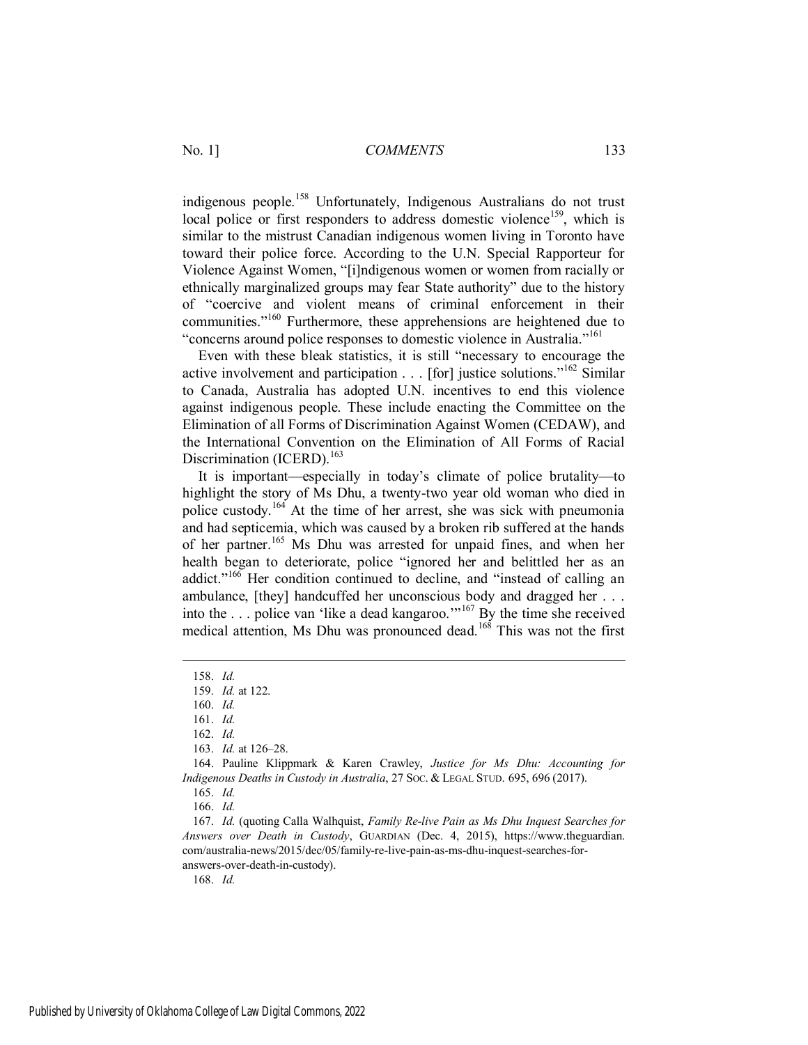indigenous people.[158] Unfortunately, Indigenous Australians do not trust local police or first responders to address domestic violence[159], which is similar to the mistrust Canadian indigenous women living in Toronto have toward their police force. According to the U.N. Special Rapporteur for Violence Against Women, "[i]ndigenous women or women from racially or ethnically marginalized groups may fear State authority" due to the history of "coercive and violent means of criminal enforcement in their communities."[160] Furthermore, these apprehensions are heightened due to "concerns around police responses to domestic violence in Australia."[161]

Even with these bleak statistics, it is still "necessary to encourage the active involvement and participation . . . [for] justice solutions."[162] Similar to Canada, Australia has adopted U.N. incentives to end this violence against indigenous people. These include enacting the Committee on the Elimination of all Forms of Discrimination Against Women (CEDAW), and the International Convention on the Elimination of All Forms of Racial Discrimination (ICERD).[163]

It is important—especially in today's climate of police brutality—to highlight the story of Ms Dhu, a twenty-two year old woman who died in police custody.[164] At the time of her arrest, she was sick with pneumonia and had septicemia, which was caused by a broken rib suffered at the hands of her partner.[165] Ms Dhu was arrested for unpaid fines, and when her health began to deteriorate, police "ignored her and belittled her as an addict."[166] Her condition continued to decline, and "instead of calling an ambulance, [they] handcuffed her unconscious body and dragged her . . . into the . . . police van 'like a dead kangaroo.'"[167] By the time she received medical attention, Ms Dhu was pronounced dead.[168] This was not the first

---

158. *Id.*

159. *Id.* at 122.

160. *Id.*

161. *Id.*

162. *Id.*

163. *Id.* at 126–28.

164. Pauline Klippmark & Karen Crawley, *Justice for Ms Dhu: Accounting for Indigenous Deaths in Custody in Australia*, 27 SOC. & LEGAL STUD. 695, 696 (2017).

165. *Id.*

166. *Id.*

167. *Id.* (quoting Calla Walhquist, *Family Re-live Pain as Ms Dhu Inquest Searches for Answers over Death in Custody*, GUARDIAN (Dec. 4, 2015), https://www.theguardian.com/australia-news/2015/dec/05/family-re-live-pain-as-ms-dhu-inquest-searches-for-answers-over-death-in-custody).

168. *Id.*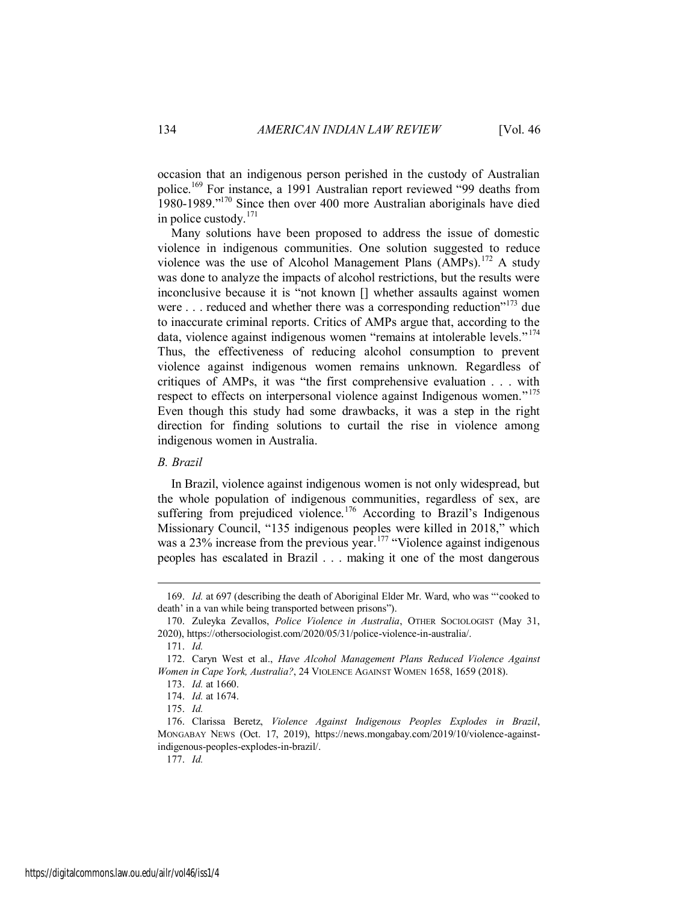occasion that an indigenous person perished in the custody of Australian police.[169] For instance, a 1991 Australian report reviewed "99 deaths from 1980-1989."[170] Since then over 400 more Australian aboriginals have died in police custody.[171]

Many solutions have been proposed to address the issue of domestic violence in indigenous communities. One solution suggested to reduce violence was the use of Alcohol Management Plans (AMPs).[172] A study was done to analyze the impacts of alcohol restrictions, but the results were inconclusive because it is "not known [] whether assaults against women were . . . reduced and whether there was a corresponding reduction"[173] due to inaccurate criminal reports. Critics of AMPs argue that, according to the data, violence against indigenous women "remains at intolerable levels."[174] Thus, the effectiveness of reducing alcohol consumption to prevent violence against indigenous women remains unknown. Regardless of critiques of AMPs, it was "the first comprehensive evaluation . . . with respect to effects on interpersonal violence against Indigenous women."[175] Even though this study had some drawbacks, it was a step in the right direction for finding solutions to curtail the rise in violence among indigenous women in Australia.

### *B. Brazil*

In Brazil, violence against indigenous women is not only widespread, but the whole population of indigenous communities, regardless of sex, are suffering from prejudiced violence.[176] According to Brazil's Indigenous Missionary Council, "135 indigenous peoples were killed in 2018," which was a 23% increase from the previous year.[177] "Violence against indigenous peoples has escalated in Brazil . . . making it one of the most dangerous

---

169. *Id.* at 697 (describing the death of Aboriginal Elder Mr. Ward, who was "'cooked to death' in a van while being transported between prisons").

170. Zuleyka Zevallos, *Police Violence in Australia*, OTHER SOCIOLOGIST (May 31, 2020), https://othersociologist.com/2020/05/31/police-violence-in-australia/.

171. *Id.*

172. Caryn West et al., *Have Alcohol Management Plans Reduced Violence Against Women in Cape York, Australia?*, 24 VIOLENCE AGAINST WOMEN 1658, 1659 (2018).

173. *Id.* at 1660.

174. *Id.* at 1674.

175. *Id.*

176. Clarissa Beretz, *Violence Against Indigenous Peoples Explodes in Brazil*, MONGABAY NEWS (Oct. 17, 2019), https://news.mongabay.com/2019/10/violence-against-indigenous-peoples-explodes-in-brazil/.

177. *Id.*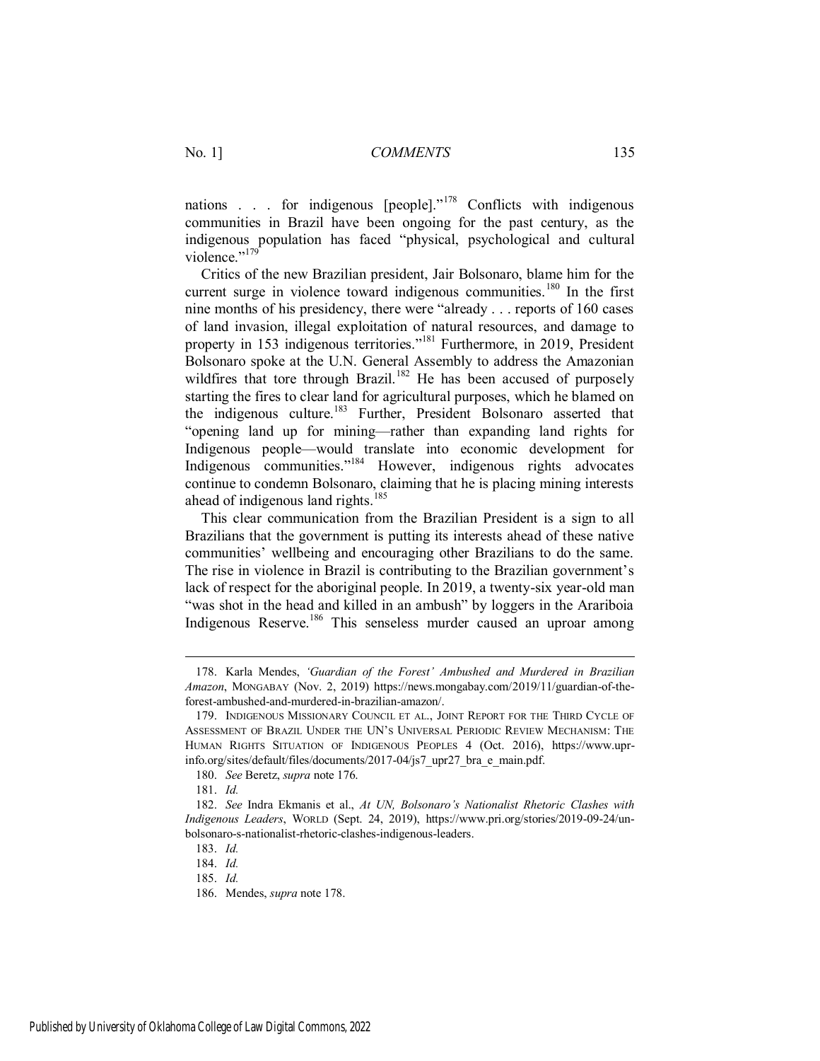nations . . . for indigenous [people]."[178] Conflicts with indigenous communities in Brazil have been ongoing for the past century, as the indigenous population has faced "physical, psychological and cultural violence."[179]

Critics of the new Brazilian president, Jair Bolsonaro, blame him for the current surge in violence toward indigenous communities.[180] In the first nine months of his presidency, there were "already . . . reports of 160 cases of land invasion, illegal exploitation of natural resources, and damage to property in 153 indigenous territories."[181] Furthermore, in 2019, President Bolsonaro spoke at the U.N. General Assembly to address the Amazonian wildfires that tore through Brazil.[182] He has been accused of purposely starting the fires to clear land for agricultural purposes, which he blamed on the indigenous culture.[183] Further, President Bolsonaro asserted that "opening land up for mining—rather than expanding land rights for Indigenous people—would translate into economic development for Indigenous communities."[184] However, indigenous rights advocates continue to condemn Bolsonaro, claiming that he is placing mining interests ahead of indigenous land rights.[185]

This clear communication from the Brazilian President is a sign to all Brazilians that the government is putting its interests ahead of these native communities' wellbeing and encouraging other Brazilians to do the same. The rise in violence in Brazil is contributing to the Brazilian government's lack of respect for the aboriginal people. In 2019, a twenty-six year-old man "was shot in the head and killed in an ambush" by loggers in the Arariboia Indigenous Reserve.[186] This senseless murder caused an uproar among

---

178. Karla Mendes, *'Guardian of the Forest' Ambushed and Murdered in Brazilian Amazon*, MONGABAY (Nov. 2, 2019) https://news.mongabay.com/2019/11/guardian-of-the-forest-ambushed-and-murdered-in-brazilian-amazon/.

179. INDIGENOUS MISSIONARY COUNCIL ET AL., JOINT REPORT FOR THE THIRD CYCLE OF ASSESSMENT OF BRAZIL UNDER THE UN'S UNIVERSAL PERIODIC REVIEW MECHANISM: THE HUMAN RIGHTS SITUATION OF INDIGENOUS PEOPLES 4 (Oct. 2016), https://www.upr-info.org/sites/default/files/documents/2017-04/js7_upr27_bra_e_main.pdf.

180. *See* Beretz, *supra* note 176.

181. *Id.*

182. *See* Indra Ekmanis et al., *At UN, Bolsonaro's Nationalist Rhetoric Clashes with Indigenous Leaders*, WORLD (Sept. 24, 2019), https://www.pri.org/stories/2019-09-24/un-bolsonaro-s-nationalist-rhetoric-clashes-indigenous-leaders.

183. *Id.*

184. *Id.*

185. *Id.*

186. Mendes, *supra* note 178.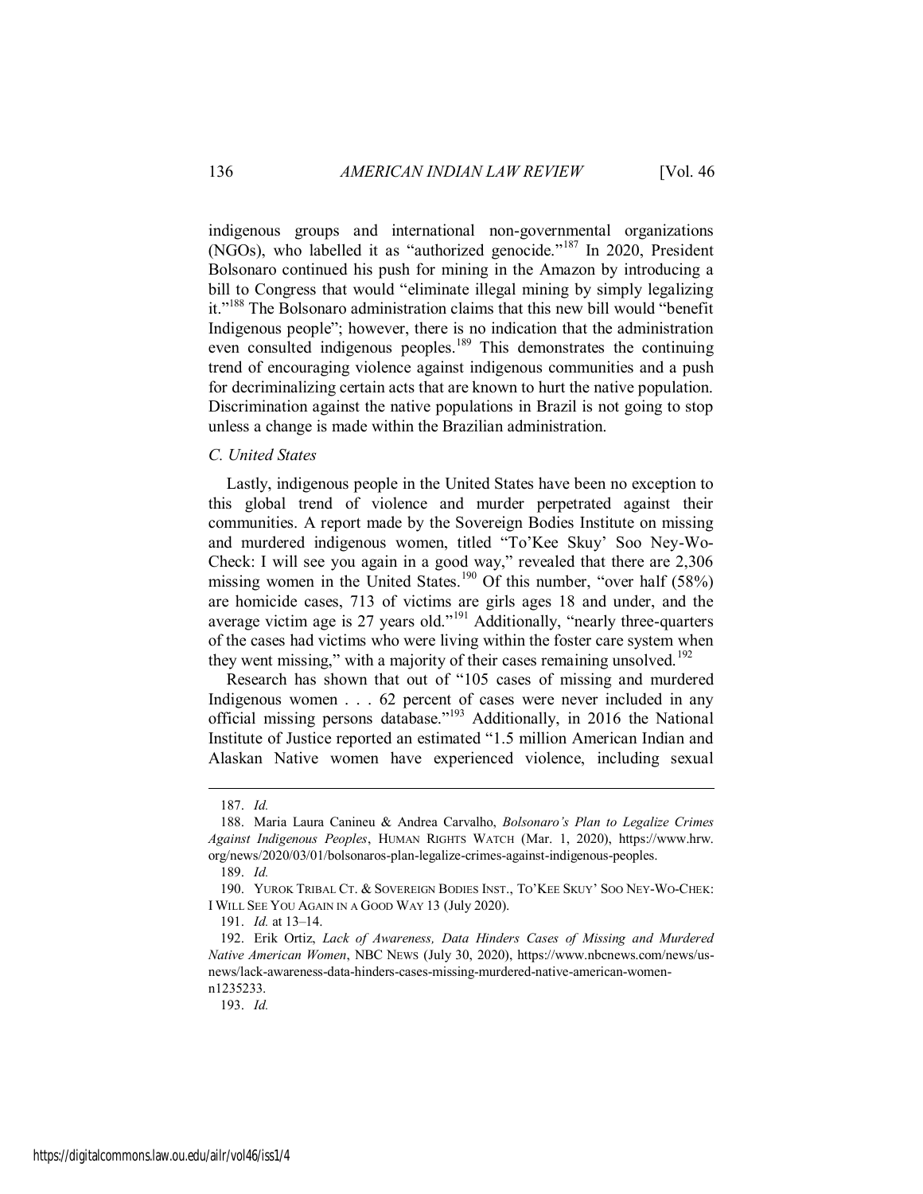indigenous groups and international non-governmental organizations (NGOs), who labelled it as "authorized genocide."[187] In 2020, President Bolsonaro continued his push for mining in the Amazon by introducing a bill to Congress that would "eliminate illegal mining by simply legalizing it."[188] The Bolsonaro administration claims that this new bill would "benefit Indigenous people"; however, there is no indication that the administration even consulted indigenous peoples.[189] This demonstrates the continuing trend of encouraging violence against indigenous communities and a push for decriminalizing certain acts that are known to hurt the native population. Discrimination against the native populations in Brazil is not going to stop unless a change is made within the Brazilian administration.

### *C. United States*

Lastly, indigenous people in the United States have been no exception to this global trend of violence and murder perpetrated against their communities. A report made by the Sovereign Bodies Institute on missing and murdered indigenous women, titled "To'Kee Skuy' Soo Ney-Wo-Check: I will see you again in a good way," revealed that there are 2,306 missing women in the United States.[190] Of this number, "over half (58%) are homicide cases, 713 of victims are girls ages 18 and under, and the average victim age is 27 years old."[191] Additionally, "nearly three-quarters of the cases had victims who were living within the foster care system when they went missing," with a majority of their cases remaining unsolved.[192]

Research has shown that out of "105 cases of missing and murdered Indigenous women . . . 62 percent of cases were never included in any official missing persons database."[193] Additionally, in 2016 the National Institute of Justice reported an estimated "1.5 million American Indian and Alaskan Native women have experienced violence, including sexual

---

187. *Id.*

188. Maria Laura Canineu & Andrea Carvalho, *Bolsonaro's Plan to Legalize Crimes Against Indigenous Peoples*, HUMAN RIGHTS WATCH (Mar. 1, 2020), https://www.hrw.org/news/2020/03/01/bolsonaros-plan-legalize-crimes-against-indigenous-peoples.

189. *Id.*

190. YUROK TRIBAL CT. & SOVEREIGN BODIES INST., TO'KEE SKUY' SOO NEY-WO-CHEK: I WILL SEE YOU AGAIN IN A GOOD WAY 13 (July 2020).

191. *Id.* at 13–14.

192. Erik Ortiz, *Lack of Awareness, Data Hinders Cases of Missing and Murdered Native American Women*, NBC NEWS (July 30, 2020), https://www.nbcnews.com/news/us-news/lack-awareness-data-hinders-cases-missing-murdered-native-american-women-n1235233.

193. *Id.*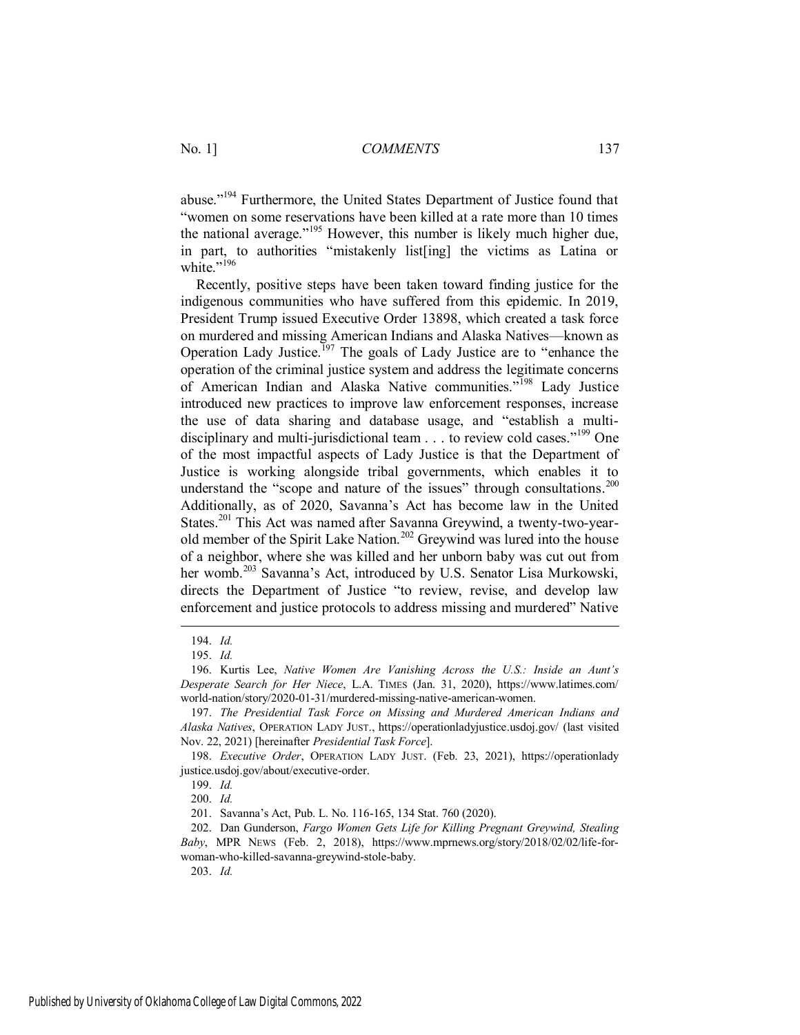abuse."[194] Furthermore, the United States Department of Justice found that "women on some reservations have been killed at a rate more than 10 times the national average."[195] However, this number is likely much higher due, in part, to authorities "mistakenly list[ing] the victims as Latina or white."[196]

Recently, positive steps have been taken toward finding justice for the indigenous communities who have suffered from this epidemic. In 2019, President Trump issued Executive Order 13898, which created a task force on murdered and missing American Indians and Alaska Natives—known as Operation Lady Justice.[197] The goals of Lady Justice are to "enhance the operation of the criminal justice system and address the legitimate concerns of American Indian and Alaska Native communities."[198] Lady Justice introduced new practices to improve law enforcement responses, increase the use of data sharing and database usage, and "establish a multi-disciplinary and multi-jurisdictional team . . . to review cold cases."[199] One of the most impactful aspects of Lady Justice is that the Department of Justice is working alongside tribal governments, which enables it to understand the "scope and nature of the issues" through consultations.[200] Additionally, as of 2020, Savanna's Act has become law in the United States.[201] This Act was named after Savanna Greywind, a twenty-two-year-old member of the Spirit Lake Nation.[202] Greywind was lured into the house of a neighbor, where she was killed and her unborn baby was cut out from her womb.[203] Savanna's Act, introduced by U.S. Senator Lisa Murkowski, directs the Department of Justice "to review, revise, and develop law enforcement and justice protocols to address missing and murdered" Native

---

194. *Id.*

195. *Id.*

196. Kurtis Lee, *Native Women Are Vanishing Across the U.S.: Inside an Aunt's Desperate Search for Her Niece*, L.A. TIMES (Jan. 31, 2020), https://www.latimes.com/world-nation/story/2020-01-31/murdered-missing-native-american-women.

197. *The Presidential Task Force on Missing and Murdered American Indians and Alaska Natives*, OPERATION LADY JUST., https://operationladyjustice.usdoj.gov/ (last visited Nov. 22, 2021) [hereinafter *Presidential Task Force*].

198. *Executive Order*, OPERATION LADY JUST. (Feb. 23, 2021), https://operationladyjustice.usdoj.gov/about/executive-order.

199. *Id.*

200. *Id.*

201. Savanna's Act, Pub. L. No. 116-165, 134 Stat. 760 (2020).

202. Dan Gunderson, *Fargo Women Gets Life for Killing Pregnant Greywind, Stealing Baby*, MPR NEWS (Feb. 2, 2018), https://www.mprnews.org/story/2018/02/02/life-for-woman-who-killed-savanna-greywind-stole-baby.

203. *Id.*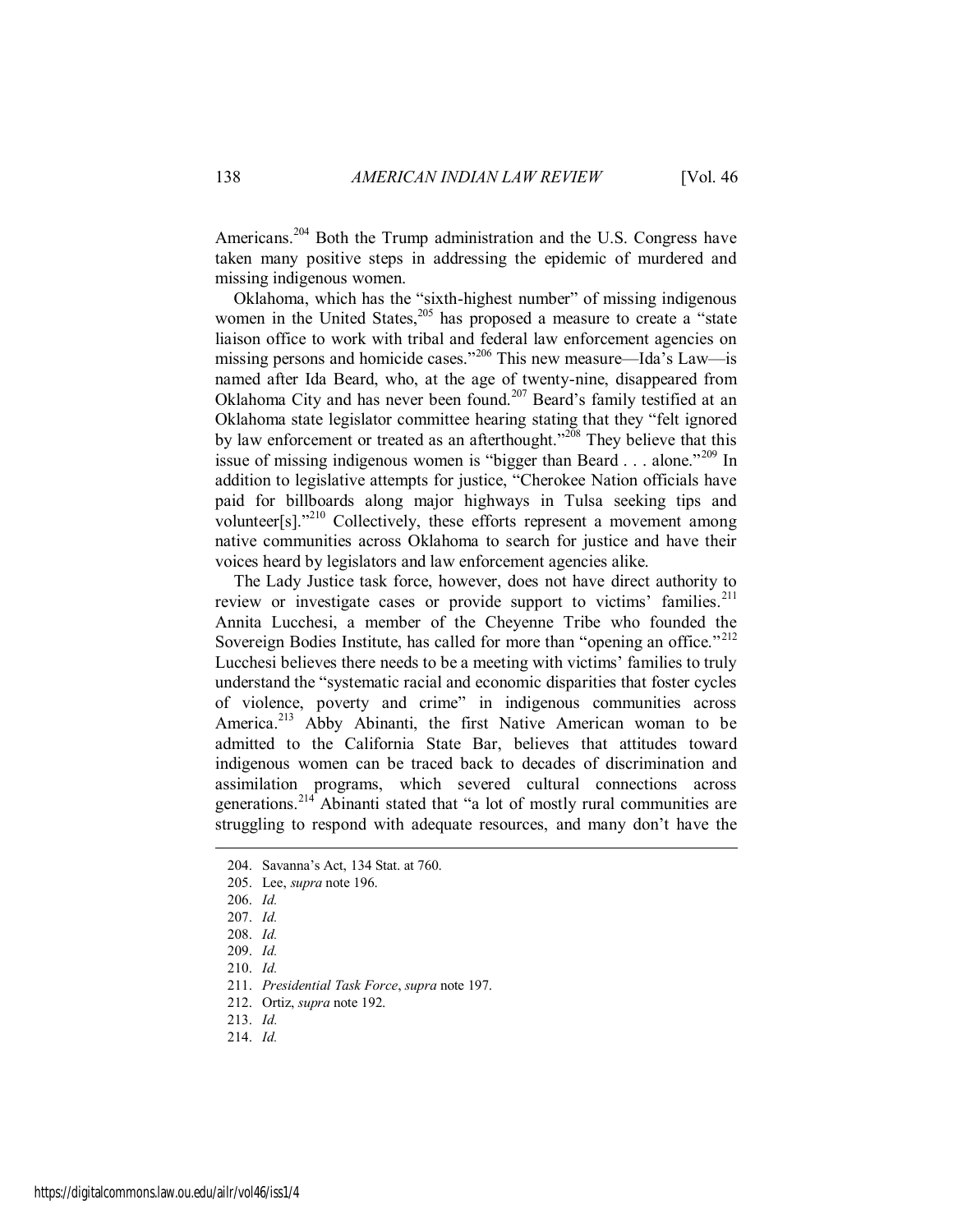Americans.[204] Both the Trump administration and the U.S. Congress have taken many positive steps in addressing the epidemic of murdered and missing indigenous women.

Oklahoma, which has the "sixth-highest number" of missing indigenous women in the United States,[205] has proposed a measure to create a "state liaison office to work with tribal and federal law enforcement agencies on missing persons and homicide cases."[206] This new measure—Ida's Law—is named after Ida Beard, who, at the age of twenty-nine, disappeared from Oklahoma City and has never been found.[207] Beard's family testified at an Oklahoma state legislator committee hearing stating that they "felt ignored by law enforcement or treated as an afterthought."[208] They believe that this issue of missing indigenous women is "bigger than Beard . . . alone."[209] In addition to legislative attempts for justice, "Cherokee Nation officials have paid for billboards along major highways in Tulsa seeking tips and volunteer[s]."[210] Collectively, these efforts represent a movement among native communities across Oklahoma to search for justice and have their voices heard by legislators and law enforcement agencies alike.

The Lady Justice task force, however, does not have direct authority to review or investigate cases or provide support to victims' families.[211] Annita Lucchesi, a member of the Cheyenne Tribe who founded the Sovereign Bodies Institute, has called for more than "opening an office."[212] Lucchesi believes there needs to be a meeting with victims' families to truly understand the "systematic racial and economic disparities that foster cycles of violence, poverty and crime" in indigenous communities across America.[213] Abby Abinanti, the first Native American woman to be admitted to the California State Bar, believes that attitudes toward indigenous women can be traced back to decades of discrimination and assimilation programs, which severed cultural connections across generations.[214] Abinanti stated that "a lot of mostly rural communities are struggling to respond with adequate resources, and many don't have the

---

204. Savanna's Act, 134 Stat. at 760.

205. Lee, *supra* note 196.

206. *Id.*

207. *Id.*

208. *Id.*

209. *Id.*

210. *Id.*

211. *Presidential Task Force*, *supra* note 197.

212. Ortiz, *supra* note 192.

213. *Id.*

214. *Id.*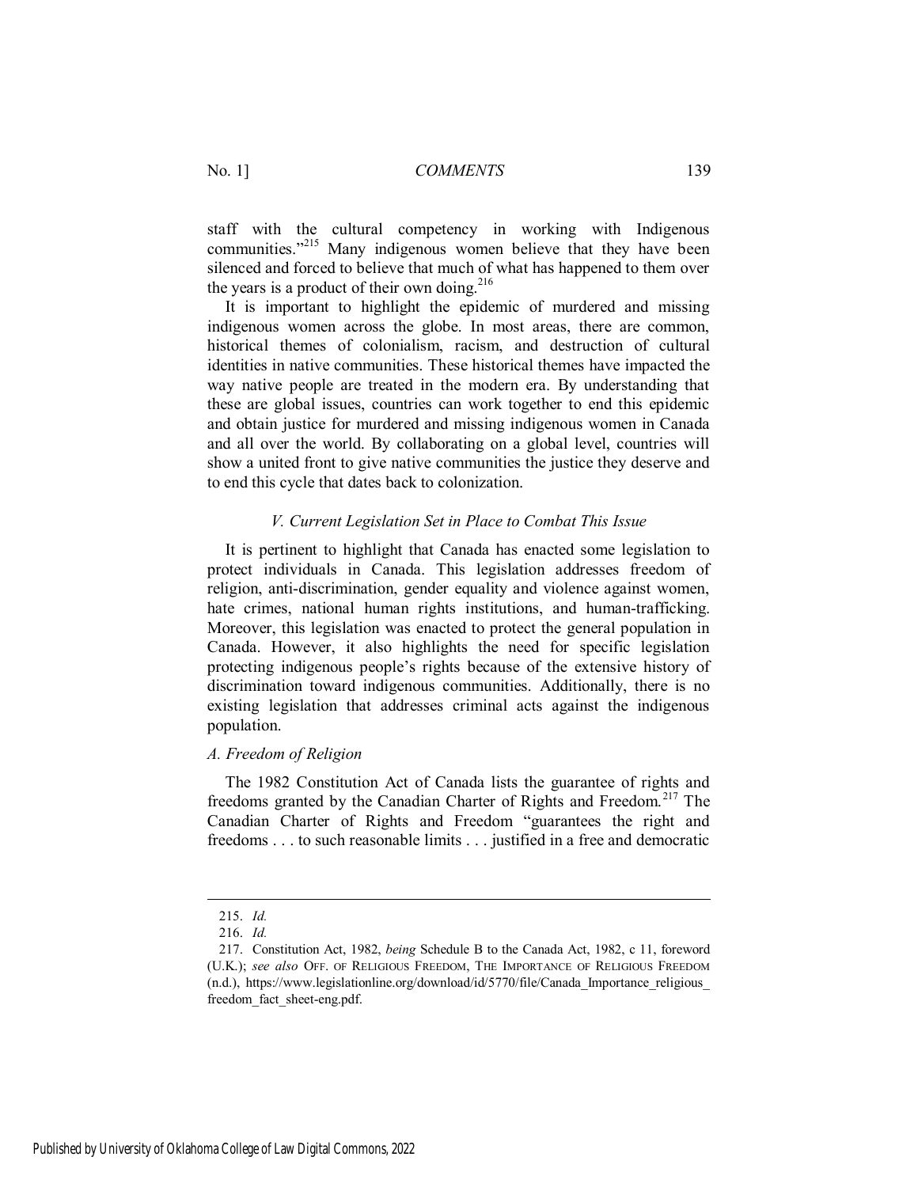staff with the cultural competency in working with Indigenous communities."[215] Many indigenous women believe that they have been silenced and forced to believe that much of what has happened to them over the years is a product of their own doing.[216]

It is important to highlight the epidemic of murdered and missing indigenous women across the globe. In most areas, there are common, historical themes of colonialism, racism, and destruction of cultural identities in native communities. These historical themes have impacted the way native people are treated in the modern era. By understanding that these are global issues, countries can work together to end this epidemic and obtain justice for murdered and missing indigenous women in Canada and all over the world. By collaborating on a global level, countries will show a united front to give native communities the justice they deserve and to end this cycle that dates back to colonization.

### *V. Current Legislation Set in Place to Combat This Issue*

It is pertinent to highlight that Canada has enacted some legislation to protect individuals in Canada. This legislation addresses freedom of religion, anti-discrimination, gender equality and violence against women, hate crimes, national human rights institutions, and human-trafficking. Moreover, this legislation was enacted to protect the general population in Canada. However, it also highlights the need for specific legislation protecting indigenous people's rights because of the extensive history of discrimination toward indigenous communities. Additionally, there is no existing legislation that addresses criminal acts against the indigenous population.

#### *A. Freedom of Religion*

The 1982 Constitution Act of Canada lists the guarantee of rights and freedoms granted by the Canadian Charter of Rights and Freedom.[217] The Canadian Charter of Rights and Freedom "guarantees the right and freedoms . . . to such reasonable limits . . . justified in a free and democratic

---

215. *Id.*

216. *Id.*

217. Constitution Act, 1982, *being* Schedule B to the Canada Act, 1982, c 11, foreword (U.K.); *see also* OFF. OF RELIGIOUS FREEDOM, THE IMPORTANCE OF RELIGIOUS FREEDOM (n.d.), https://www.legislationline.org/download/id/5770/file/Canada_Importance_religious_freedom_fact_sheet-eng.pdf.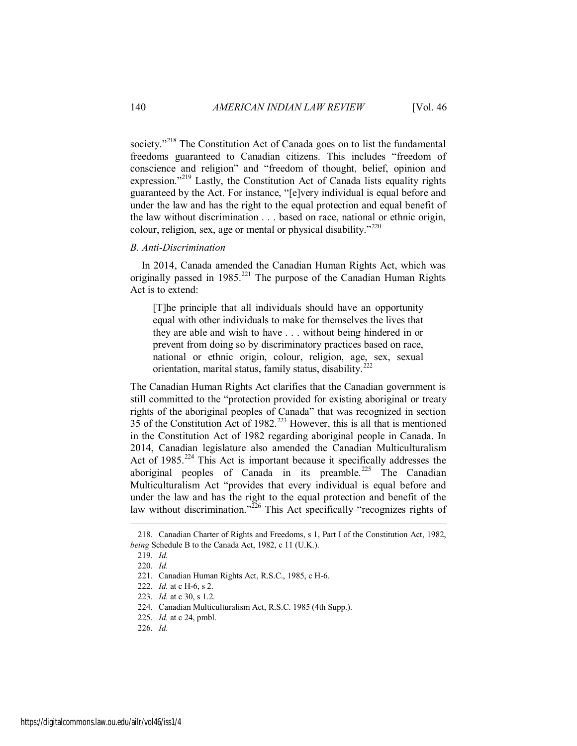society."[218] The Constitution Act of Canada goes on to list the fundamental freedoms guaranteed to Canadian citizens. This includes "freedom of conscience and religion" and "freedom of thought, belief, opinion and expression."[219] Lastly, the Constitution Act of Canada lists equality rights guaranteed by the Act. For instance, "[e]very individual is equal before and under the law and has the right to the equal protection and equal benefit of the law without discrimination . . . based on race, national or ethnic origin, colour, religion, sex, age or mental or physical disability."[220]

*B. Anti-Discrimination*

In 2014, Canada amended the Canadian Human Rights Act, which was originally passed in 1985.[221] The purpose of the Canadian Human Rights Act is to extend:

> [T]he principle that all individuals should have an opportunity equal with other individuals to make for themselves the lives that they are able and wish to have . . . without being hindered in or prevent from doing so by discriminatory practices based on race, national or ethnic origin, colour, religion, age, sex, sexual orientation, marital status, family status, disability.[222]

The Canadian Human Rights Act clarifies that the Canadian government is still committed to the "protection provided for existing aboriginal or treaty rights of the aboriginal peoples of Canada" that was recognized in section 35 of the Constitution Act of 1982.[223] However, this is all that is mentioned in the Constitution Act of 1982 regarding aboriginal people in Canada. In 2014, Canadian legislature also amended the Canadian Multiculturalism Act of 1985.[224] This Act is important because it specifically addresses the aboriginal peoples of Canada in its preamble.[225] The Canadian Multiculturalism Act "provides that every individual is equal before and under the law and has the right to the equal protection and benefit of the law without discrimination."[226] This Act specifically "recognizes rights of

---

218. Canadian Charter of Rights and Freedoms, s 1, Part I of the Constitution Act, 1982, *being* Schedule B to the Canada Act, 1982, c 11 (U.K.).

219. *Id.*

220. *Id.*

221. Canadian Human Rights Act, R.S.C., 1985, c H-6.

222. *Id.* at c H-6, s 2.

223. *Id.* at c 30, s 1.2.

224. Canadian Multiculturalism Act, R.S.C. 1985 (4th Supp.).

225. *Id.* at c 24, pmbl.

226. *Id.*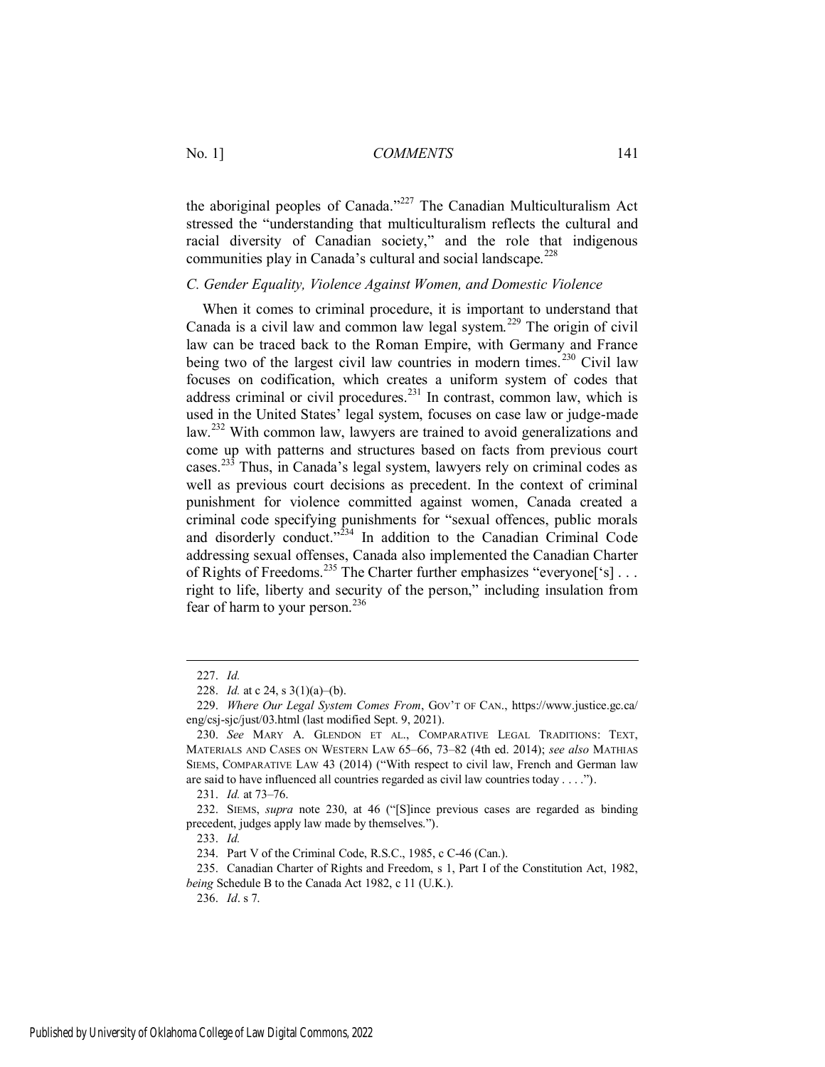the aboriginal peoples of Canada."[227] The Canadian Multiculturalism Act stressed the "understanding that multiculturalism reflects the cultural and racial diversity of Canadian society," and the role that indigenous communities play in Canada's cultural and social landscape.[228]

### *C. Gender Equality, Violence Against Women, and Domestic Violence*

When it comes to criminal procedure, it is important to understand that Canada is a civil law and common law legal system.[229] The origin of civil law can be traced back to the Roman Empire, with Germany and France being two of the largest civil law countries in modern times.[230] Civil law focuses on codification, which creates a uniform system of codes that address criminal or civil procedures.[231] In contrast, common law, which is used in the United States' legal system, focuses on case law or judge-made law.[232] With common law, lawyers are trained to avoid generalizations and come up with patterns and structures based on facts from previous court cases.[233] Thus, in Canada's legal system, lawyers rely on criminal codes as well as previous court decisions as precedent. In the context of criminal punishment for violence committed against women, Canada created a criminal code specifying punishments for "sexual offences, public morals and disorderly conduct."[234] In addition to the Canadian Criminal Code addressing sexual offenses, Canada also implemented the Canadian Charter of Rights of Freedoms.[235] The Charter further emphasizes "everyone['s] . . . right to life, liberty and security of the person," including insulation from fear of harm to your person.[236]

---

227. *Id.*

228. *Id.* at c 24, s 3(1)(a)–(b).

229. *Where Our Legal System Comes From*, GOV'T OF CAN., https://www.justice.gc.ca/eng/csj-sjc/just/03.html (last modified Sept. 9, 2021).

230. *See* MARY A. GLENDON ET AL., COMPARATIVE LEGAL TRADITIONS: TEXT, MATERIALS AND CASES ON WESTERN LAW 65–66, 73–82 (4th ed. 2014); *see also* MATHIAS SIEMS, COMPARATIVE LAW 43 (2014) ("With respect to civil law, French and German law are said to have influenced all countries regarded as civil law countries today . . . .").

231. *Id.* at 73–76.

232. SIEMS, *supra* note 230, at 46 ("[S]ince previous cases are regarded as binding precedent, judges apply law made by themselves.").

233. *Id.*

234. Part V of the Criminal Code, R.S.C., 1985, c C-46 (Can.).

235. Canadian Charter of Rights and Freedom, s 1, Part I of the Constitution Act, 1982, *being* Schedule B to the Canada Act 1982, c 11 (U.K.).

236. *Id*. s 7.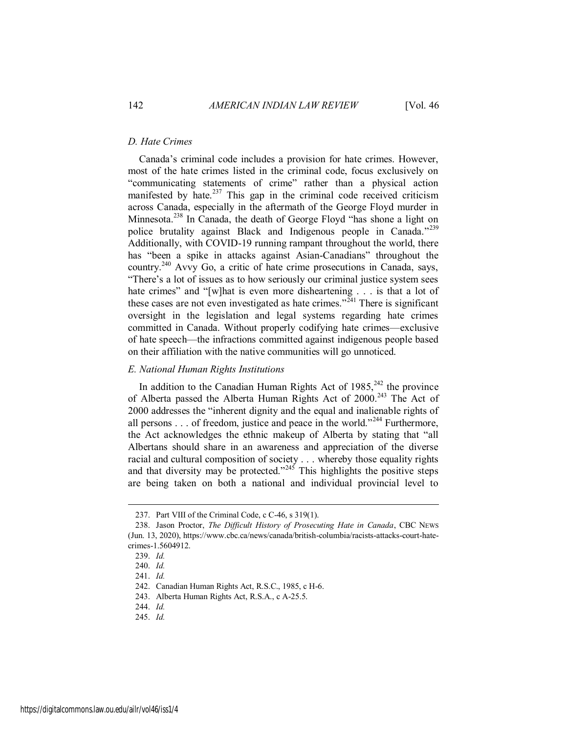### *D. Hate Crimes*

Canada's criminal code includes a provision for hate crimes. However, most of the hate crimes listed in the criminal code, focus exclusively on "communicating statements of crime" rather than a physical action manifested by hate.[237] This gap in the criminal code received criticism across Canada, especially in the aftermath of the George Floyd murder in Minnesota.[238] In Canada, the death of George Floyd "has shone a light on police brutality against Black and Indigenous people in Canada."[239] Additionally, with COVID-19 running rampant throughout the world, there has "been a spike in attacks against Asian-Canadians" throughout the country.[240] Avvy Go, a critic of hate crime prosecutions in Canada, says, "There's a lot of issues as to how seriously our criminal justice system sees hate crimes" and "[w]hat is even more disheartening . . . is that a lot of these cases are not even investigated as hate crimes."[241] There is significant oversight in the legislation and legal systems regarding hate crimes committed in Canada. Without properly codifying hate crimes—exclusive of hate speech—the infractions committed against indigenous people based on their affiliation with the native communities will go unnoticed.

### *E. National Human Rights Institutions*

In addition to the Canadian Human Rights Act of 1985,[242] the province of Alberta passed the Alberta Human Rights Act of 2000.[243] The Act of 2000 addresses the "inherent dignity and the equal and inalienable rights of all persons . . . of freedom, justice and peace in the world."[244] Furthermore, the Act acknowledges the ethnic makeup of Alberta by stating that "all Albertans should share in an awareness and appreciation of the diverse racial and cultural composition of society . . . whereby those equality rights and that diversity may be protected."[245] This highlights the positive steps are being taken on both a national and individual provincial level to

---

237. Part VIII of the Criminal Code, c C-46, s 319(1).

238. Jason Proctor, *The Difficult History of Prosecuting Hate in Canada*, CBC NEWS (Jun. 13, 2020), https://www.cbc.ca/news/canada/british-columbia/racists-attacks-court-hate-crimes-1.5604912.

239. *Id.*

240. *Id.*

241. *Id.*

242. Canadian Human Rights Act, R.S.C., 1985, c H-6.

243. Alberta Human Rights Act, R.S.A., c A-25.5.

244. *Id.*

245. *Id.*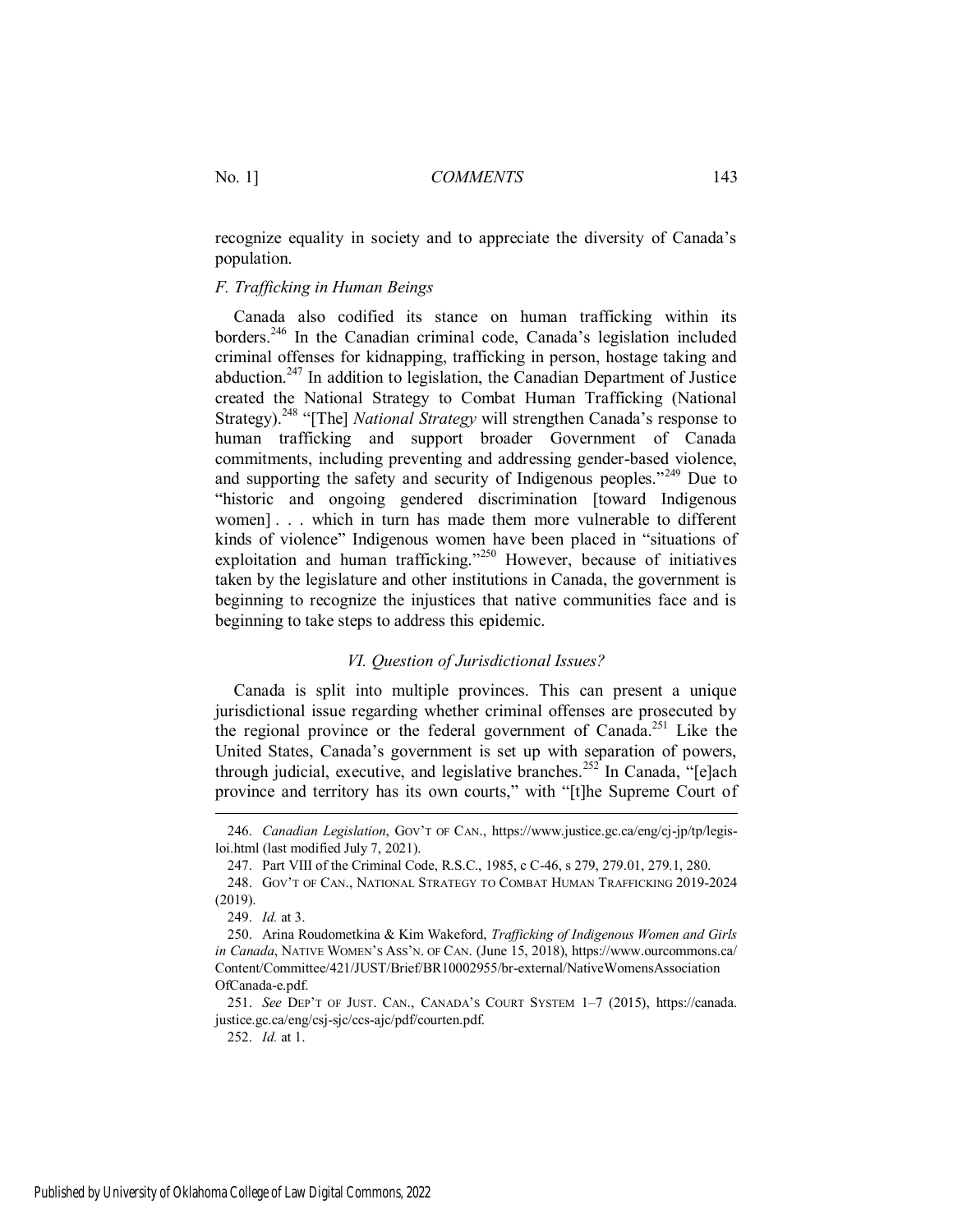recognize equality in society and to appreciate the diversity of Canada's population.

### *F. Trafficking in Human Beings*

Canada also codified its stance on human trafficking within its borders.[246] In the Canadian criminal code, Canada's legislation included criminal offenses for kidnapping, trafficking in person, hostage taking and abduction.[247] In addition to legislation, the Canadian Department of Justice created the National Strategy to Combat Human Trafficking (National Strategy).[248] "[The] *National Strategy* will strengthen Canada's response to human trafficking and support broader Government of Canada commitments, including preventing and addressing gender-based violence, and supporting the safety and security of Indigenous peoples."[249] Due to "historic and ongoing gendered discrimination [toward Indigenous women] . . . which in turn has made them more vulnerable to different kinds of violence" Indigenous women have been placed in "situations of exploitation and human trafficking."[250] However, because of initiatives taken by the legislature and other institutions in Canada, the government is beginning to recognize the injustices that native communities face and is beginning to take steps to address this epidemic.

## *VI. Question of Jurisdictional Issues?*

Canada is split into multiple provinces. This can present a unique jurisdictional issue regarding whether criminal offenses are prosecuted by the regional province or the federal government of Canada.[251] Like the United States, Canada's government is set up with separation of powers, through judicial, executive, and legislative branches.[252] In Canada, "[e]ach province and territory has its own courts," with "[t]he Supreme Court of

---

246. *Canadian Legislation*, GOV'T OF CAN., https://www.justice.gc.ca/eng/cj-jp/tp/legis-loi.html (last modified July 7, 2021).

247. Part VIII of the Criminal Code, R.S.C., 1985, c C-46, s 279, 279.01, 279.1, 280.

248. GOV'T OF CAN., NATIONAL STRATEGY TO COMBAT HUMAN TRAFFICKING 2019-2024 (2019).

249. *Id.* at 3.

250. Arina Roudometkina & Kim Wakeford, *Trafficking of Indigenous Women and Girls in Canada*, NATIVE WOMEN'S ASS'N. OF CAN. (June 15, 2018), https://www.ourcommons.ca/Content/Committee/421/JUST/Brief/BR10002955/br-external/NativeWomensAssociationOfCanada-e.pdf.

251. *See* DEP'T OF JUST. CAN., CANADA'S COURT SYSTEM 1–7 (2015), https://canada.justice.gc.ca/eng/csj-sjc/ccs-ajc/pdf/courten.pdf.

252. *Id.* at 1.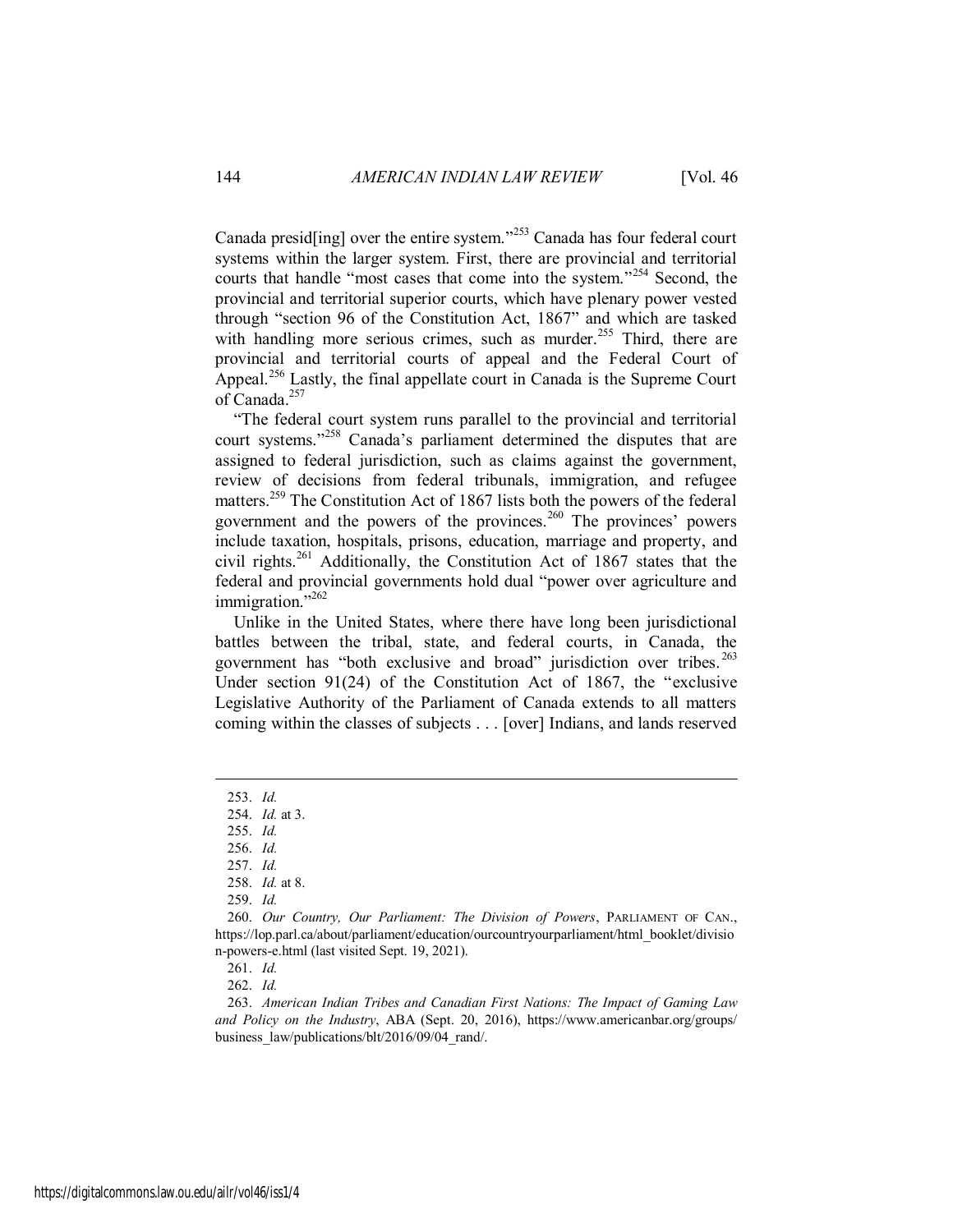Canada presid[ing] over the entire system."[253] Canada has four federal court systems within the larger system. First, there are provincial and territorial courts that handle "most cases that come into the system."[254] Second, the provincial and territorial superior courts, which have plenary power vested through "section 96 of the Constitution Act, 1867" and which are tasked with handling more serious crimes, such as murder.[255] Third, there are provincial and territorial courts of appeal and the Federal Court of Appeal.[256] Lastly, the final appellate court in Canada is the Supreme Court of Canada.[257]

"The federal court system runs parallel to the provincial and territorial court systems."[258] Canada's parliament determined the disputes that are assigned to federal jurisdiction, such as claims against the government, review of decisions from federal tribunals, immigration, and refugee matters.[259] The Constitution Act of 1867 lists both the powers of the federal government and the powers of the provinces.[260] The provinces' powers include taxation, hospitals, prisons, education, marriage and property, and civil rights.[261] Additionally, the Constitution Act of 1867 states that the federal and provincial governments hold dual "power over agriculture and immigration."[262]

Unlike in the United States, where there have long been jurisdictional battles between the tribal, state, and federal courts, in Canada, the government has "both exclusive and broad" jurisdiction over tribes.[263] Under section 91(24) of the Constitution Act of 1867, the "exclusive Legislative Authority of the Parliament of Canada extends to all matters coming within the classes of subjects . . . [over] Indians, and lands reserved

---

253. *Id.*

254. *Id.* at 3.

255. *Id.*

256. *Id.*

257. *Id.*

258. *Id.* at 8.

259. *Id.*

260. *Our Country, Our Parliament: The Division of Powers*, PARLIAMENT OF CAN., https://lop.parl.ca/about/parliament/education/ourcountryourparliament/html_booklet/division-powers-e.html (last visited Sept. 19, 2021).

261. *Id.*

262. *Id.*

263. *American Indian Tribes and Canadian First Nations: The Impact of Gaming Law and Policy on the Industry*, ABA (Sept. 20, 2016), https://www.americanbar.org/groups/business_law/publications/blt/2016/09/04_rand/.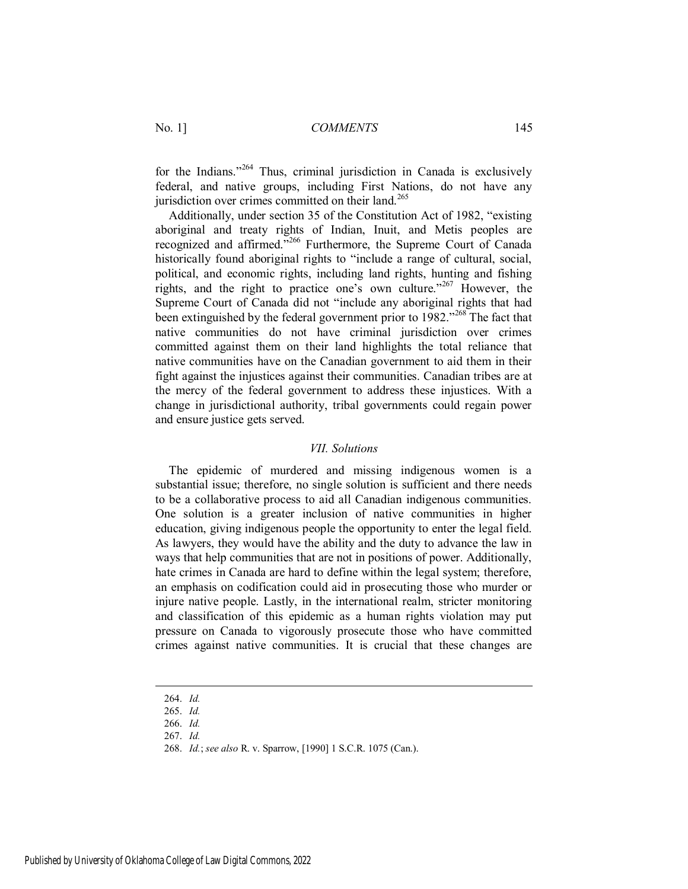for the Indians."[264] Thus, criminal jurisdiction in Canada is exclusively federal, and native groups, including First Nations, do not have any jurisdiction over crimes committed on their land.[265]

Additionally, under section 35 of the Constitution Act of 1982, "existing aboriginal and treaty rights of Indian, Inuit, and Metis peoples are recognized and affirmed."[266] Furthermore, the Supreme Court of Canada historically found aboriginal rights to "include a range of cultural, social, political, and economic rights, including land rights, hunting and fishing rights, and the right to practice one's own culture."[267] However, the Supreme Court of Canada did not "include any aboriginal rights that had been extinguished by the federal government prior to 1982."[268] The fact that native communities do not have criminal jurisdiction over crimes committed against them on their land highlights the total reliance that native communities have on the Canadian government to aid them in their fight against the injustices against their communities. Canadian tribes are at the mercy of the federal government to address these injustices. With a change in jurisdictional authority, tribal governments could regain power and ensure justice gets served.

### *VII. Solutions*

The epidemic of murdered and missing indigenous women is a substantial issue; therefore, no single solution is sufficient and there needs to be a collaborative process to aid all Canadian indigenous communities. One solution is a greater inclusion of native communities in higher education, giving indigenous people the opportunity to enter the legal field. As lawyers, they would have the ability and the duty to advance the law in ways that help communities that are not in positions of power. Additionally, hate crimes in Canada are hard to define within the legal system; therefore, an emphasis on codification could aid in prosecuting those who murder or injure native people. Lastly, in the international realm, stricter monitoring and classification of this epidemic as a human rights violation may put pressure on Canada to vigorously prosecute those who have committed crimes against native communities. It is crucial that these changes are

---

264. *Id.*

265. *Id.*

266. *Id.*

267. *Id.*

268. *Id.*; *see also* R. v. Sparrow, [1990] 1 S.C.R. 1075 (Can.).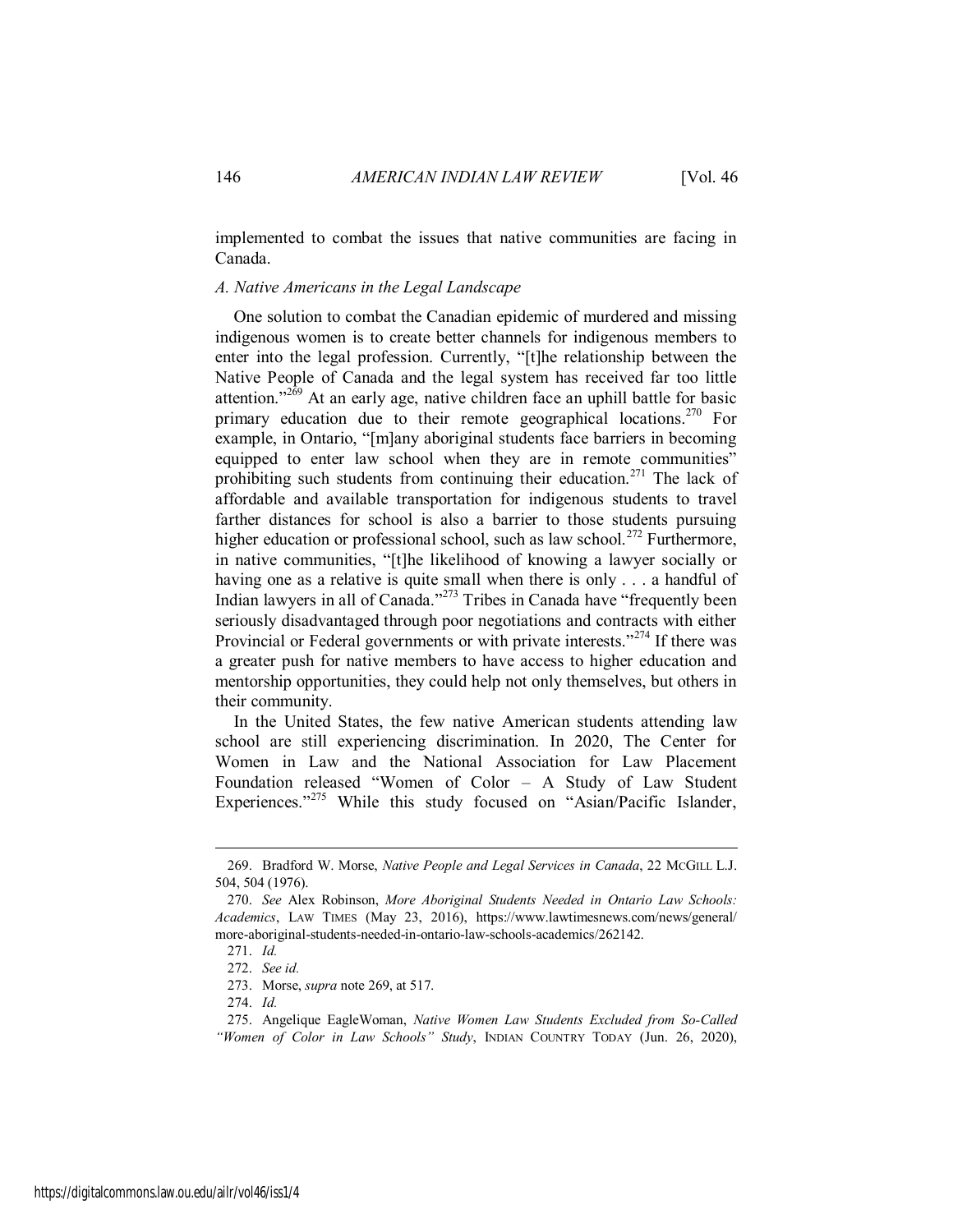implemented to combat the issues that native communities are facing in Canada.

### *A. Native Americans in the Legal Landscape*

One solution to combat the Canadian epidemic of murdered and missing indigenous women is to create better channels for indigenous members to enter into the legal profession. Currently, "[t]he relationship between the Native People of Canada and the legal system has received far too little attention."[269] At an early age, native children face an uphill battle for basic primary education due to their remote geographical locations.[270] For example, in Ontario, "[m]any aboriginal students face barriers in becoming equipped to enter law school when they are in remote communities" prohibiting such students from continuing their education.[271] The lack of affordable and available transportation for indigenous students to travel farther distances for school is also a barrier to those students pursuing higher education or professional school, such as law school.[272] Furthermore, in native communities, "[t]he likelihood of knowing a lawyer socially or having one as a relative is quite small when there is only . . . a handful of Indian lawyers in all of Canada."[273] Tribes in Canada have "frequently been seriously disadvantaged through poor negotiations and contracts with either Provincial or Federal governments or with private interests."[274] If there was a greater push for native members to have access to higher education and mentorship opportunities, they could help not only themselves, but others in their community.

In the United States, the few native American students attending law school are still experiencing discrimination. In 2020, The Center for Women in Law and the National Association for Law Placement Foundation released "Women of Color – A Study of Law Student Experiences."[275] While this study focused on "Asian/Pacific Islander,

---

269. Bradford W. Morse, *Native People and Legal Services in Canada*, 22 McGill L.J. 504, 504 (1976).

270. *See* Alex Robinson, *More Aboriginal Students Needed in Ontario Law Schools: Academics*, Law Times (May 23, 2016), https://www.lawtimesnews.com/news/general/more-aboriginal-students-needed-in-ontario-law-schools-academics/262142.

271. *Id.*

272. *See id.*

273. Morse, *supra* note 269, at 517.

274. *Id.*

275. Angelique EagleWoman, *Native Women Law Students Excluded from So-Called "Women of Color in Law Schools" Study*, Indian Country Today (Jun. 26, 2020),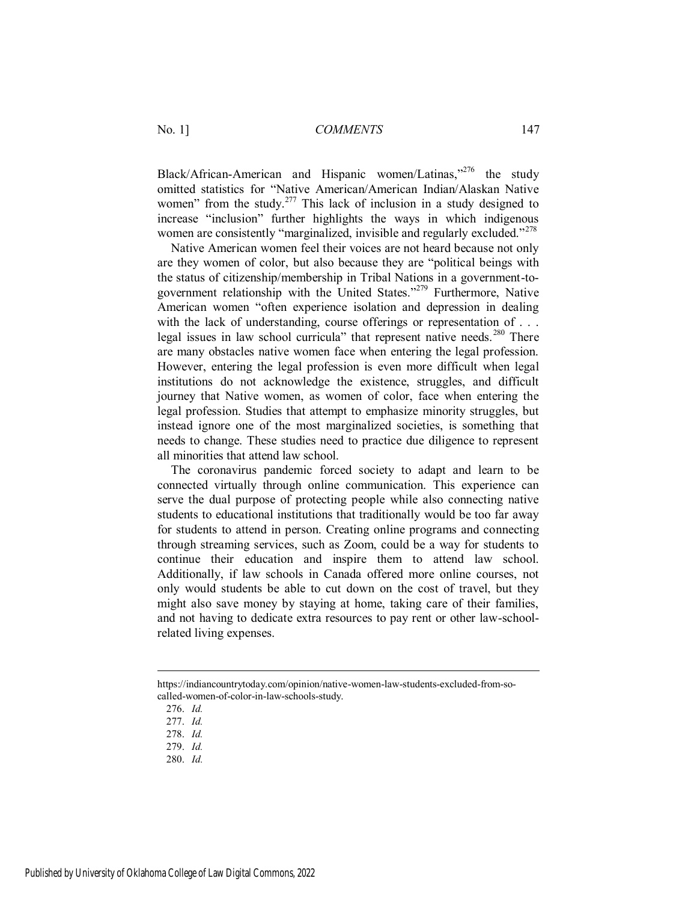Black/African-American and Hispanic women/Latinas,"[276] the study omitted statistics for "Native American/American Indian/Alaskan Native women" from the study.[277] This lack of inclusion in a study designed to increase "inclusion" further highlights the ways in which indigenous women are consistently "marginalized, invisible and regularly excluded."[278]

Native American women feel their voices are not heard because not only are they women of color, but also because they are "political beings with the status of citizenship/membership in Tribal Nations in a government-to-government relationship with the United States."[279] Furthermore, Native American women "often experience isolation and depression in dealing with the lack of understanding, course offerings or representation of . . . legal issues in law school curricula" that represent native needs.[280] There are many obstacles native women face when entering the legal profession. However, entering the legal profession is even more difficult when legal institutions do not acknowledge the existence, struggles, and difficult journey that Native women, as women of color, face when entering the legal profession. Studies that attempt to emphasize minority struggles, but instead ignore one of the most marginalized societies, is something that needs to change. These studies need to practice due diligence to represent all minorities that attend law school.

The coronavirus pandemic forced society to adapt and learn to be connected virtually through online communication. This experience can serve the dual purpose of protecting people while also connecting native students to educational institutions that traditionally would be too far away for students to attend in person. Creating online programs and connecting through streaming services, such as Zoom, could be a way for students to continue their education and inspire them to attend law school. Additionally, if law schools in Canada offered more online courses, not only would students be able to cut down on the cost of travel, but they might also save money by staying at home, taking care of their families, and not having to dedicate extra resources to pay rent or other law-school-related living expenses.

---

https://indiancountrytoday.com/opinion/native-women-law-students-excluded-from-so-called-women-of-color-in-law-schools-study.

276. *Id.*

277. *Id.*

278. *Id.*

279. *Id.*

280. *Id.*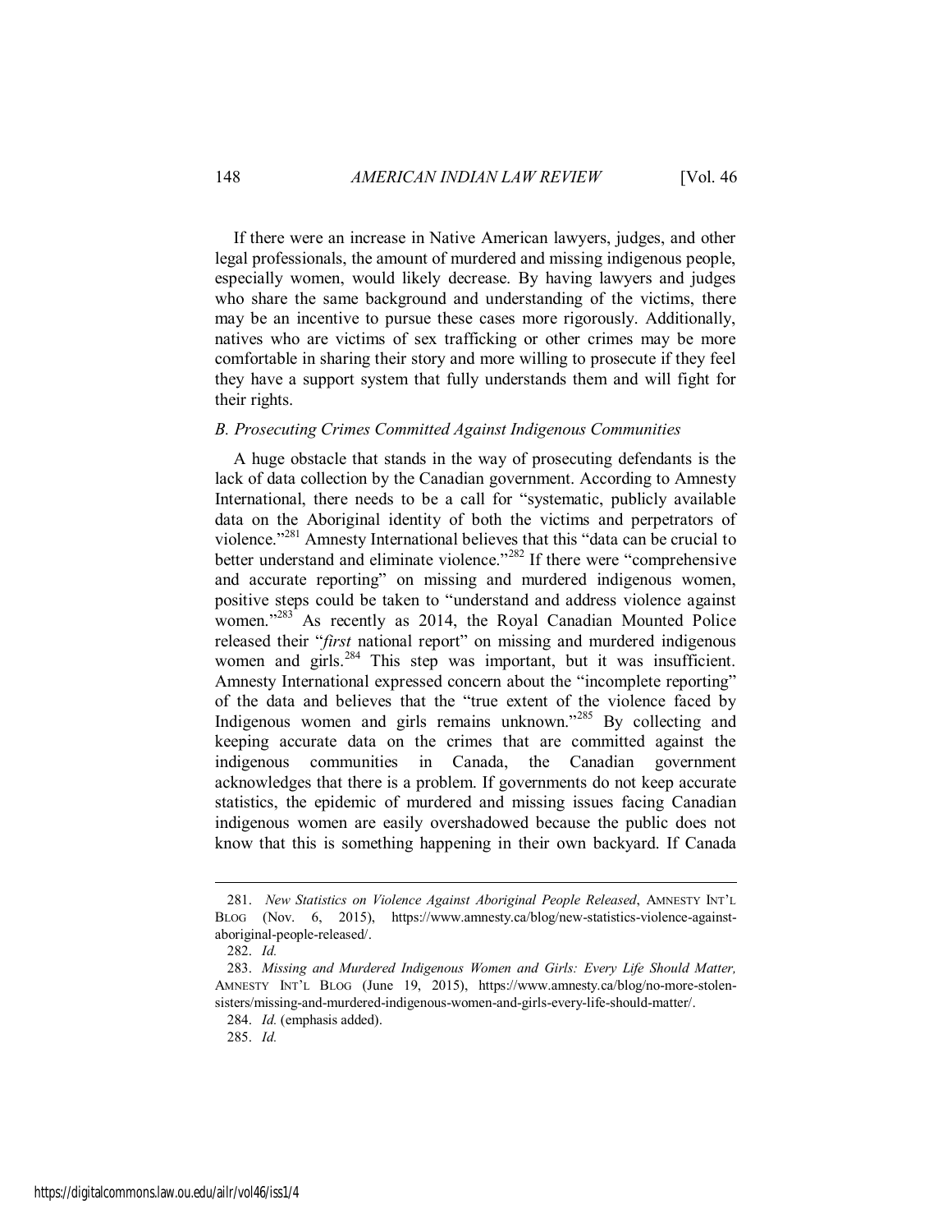If there were an increase in Native American lawyers, judges, and other legal professionals, the amount of murdered and missing indigenous people, especially women, would likely decrease. By having lawyers and judges who share the same background and understanding of the victims, there may be an incentive to pursue these cases more rigorously. Additionally, natives who are victims of sex trafficking or other crimes may be more comfortable in sharing their story and more willing to prosecute if they feel they have a support system that fully understands them and will fight for their rights.

### *B. Prosecuting Crimes Committed Against Indigenous Communities*

A huge obstacle that stands in the way of prosecuting defendants is the lack of data collection by the Canadian government. According to Amnesty International, there needs to be a call for "systematic, publicly available data on the Aboriginal identity of both the victims and perpetrators of violence."[281] Amnesty International believes that this "data can be crucial to better understand and eliminate violence."[282] If there were "comprehensive and accurate reporting" on missing and murdered indigenous women, positive steps could be taken to "understand and address violence against women."[283] As recently as 2014, the Royal Canadian Mounted Police released their "*first* national report" on missing and murdered indigenous women and girls.[284] This step was important, but it was insufficient. Amnesty International expressed concern about the "incomplete reporting" of the data and believes that the "true extent of the violence faced by Indigenous women and girls remains unknown."[285] By collecting and keeping accurate data on the crimes that are committed against the indigenous communities in Canada, the Canadian government acknowledges that there is a problem. If governments do not keep accurate statistics, the epidemic of murdered and missing issues facing Canadian indigenous women are easily overshadowed because the public does not know that this is something happening in their own backyard. If Canada

---

281. *New Statistics on Violence Against Aboriginal People Released*, AMNESTY INT'L BLOG (Nov. 6, 2015), https://www.amnesty.ca/blog/new-statistics-violence-against-aboriginal-people-released/.

282. *Id.*

283. *Missing and Murdered Indigenous Women and Girls: Every Life Should Matter,* AMNESTY INT'L BLOG (June 19, 2015), https://www.amnesty.ca/blog/no-more-stolen-sisters/missing-and-murdered-indigenous-women-and-girls-every-life-should-matter/.

284. *Id.* (emphasis added).

285. *Id.*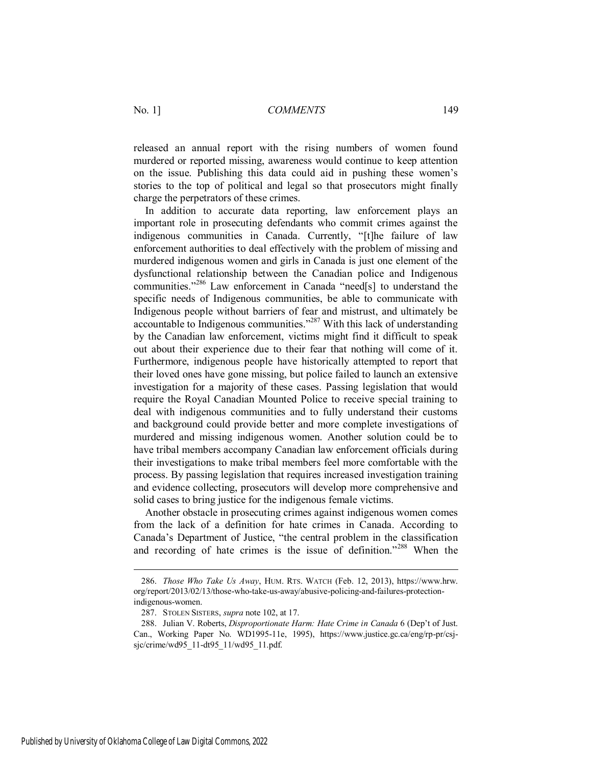released an annual report with the rising numbers of women found murdered or reported missing, awareness would continue to keep attention on the issue. Publishing this data could aid in pushing these women's stories to the top of political and legal so that prosecutors might finally charge the perpetrators of these crimes.

In addition to accurate data reporting, law enforcement plays an important role in prosecuting defendants who commit crimes against the indigenous communities in Canada. Currently, "[t]he failure of law enforcement authorities to deal effectively with the problem of missing and murdered indigenous women and girls in Canada is just one element of the dysfunctional relationship between the Canadian police and Indigenous communities."[286] Law enforcement in Canada "need[s] to understand the specific needs of Indigenous communities, be able to communicate with Indigenous people without barriers of fear and mistrust, and ultimately be accountable to Indigenous communities."[287] With this lack of understanding by the Canadian law enforcement, victims might find it difficult to speak out about their experience due to their fear that nothing will come of it. Furthermore, indigenous people have historically attempted to report that their loved ones have gone missing, but police failed to launch an extensive investigation for a majority of these cases. Passing legislation that would require the Royal Canadian Mounted Police to receive special training to deal with indigenous communities and to fully understand their customs and background could provide better and more complete investigations of murdered and missing indigenous women. Another solution could be to have tribal members accompany Canadian law enforcement officials during their investigations to make tribal members feel more comfortable with the process. By passing legislation that requires increased investigation training and evidence collecting, prosecutors will develop more comprehensive and solid cases to bring justice for the indigenous female victims.

Another obstacle in prosecuting crimes against indigenous women comes from the lack of a definition for hate crimes in Canada. According to Canada's Department of Justice, "the central problem in the classification and recording of hate crimes is the issue of definition."[288] When the

---

286. *Those Who Take Us Away*, HUM. RTS. WATCH (Feb. 12, 2013), https://www.hrw.org/report/2013/02/13/those-who-take-us-away/abusive-policing-and-failures-protection-indigenous-women.

287. STOLEN SISTERS, *supra* note 102, at 17.

288. Julian V. Roberts, *Disproportionate Harm: Hate Crime in Canada* 6 (Dep't of Just. Can., Working Paper No. WD1995-11e, 1995), https://www.justice.gc.ca/eng/rp-pr/csj-sjc/crime/wd95_11-dt95_11/wd95_11.pdf.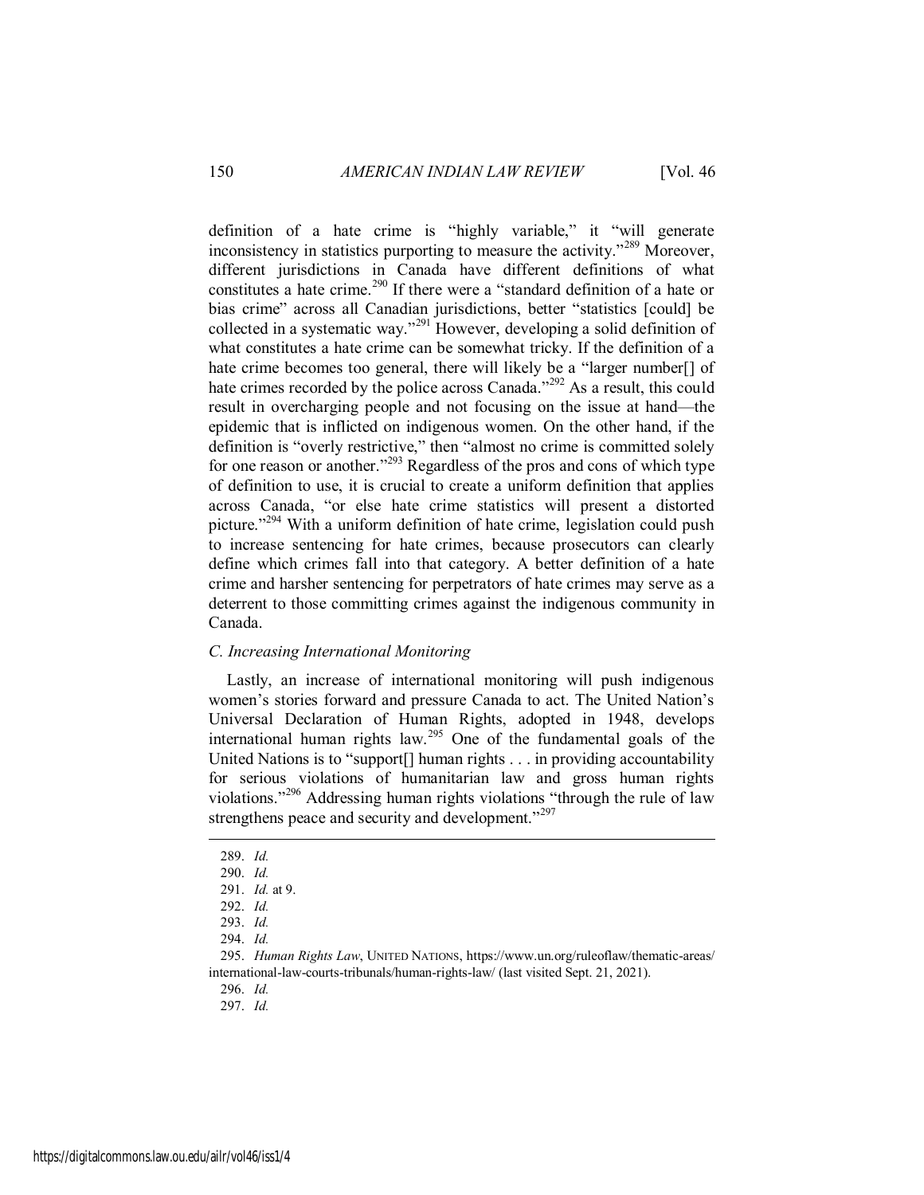definition of a hate crime is "highly variable," it "will generate inconsistency in statistics purporting to measure the activity."[289] Moreover, different jurisdictions in Canada have different definitions of what constitutes a hate crime.[290] If there were a "standard definition of a hate or bias crime" across all Canadian jurisdictions, better "statistics [could] be collected in a systematic way."[291] However, developing a solid definition of what constitutes a hate crime can be somewhat tricky. If the definition of a hate crime becomes too general, there will likely be a "larger number[] of hate crimes recorded by the police across Canada."[292] As a result, this could result in overcharging people and not focusing on the issue at hand—the epidemic that is inflicted on indigenous women. On the other hand, if the definition is "overly restrictive," then "almost no crime is committed solely for one reason or another."[293] Regardless of the pros and cons of which type of definition to use, it is crucial to create a uniform definition that applies across Canada, "or else hate crime statistics will present a distorted picture."[294] With a uniform definition of hate crime, legislation could push to increase sentencing for hate crimes, because prosecutors can clearly define which crimes fall into that category. A better definition of a hate crime and harsher sentencing for perpetrators of hate crimes may serve as a deterrent to those committing crimes against the indigenous community in Canada.

### *C. Increasing International Monitoring*

Lastly, an increase of international monitoring will push indigenous women's stories forward and pressure Canada to act. The United Nation's Universal Declaration of Human Rights, adopted in 1948, develops international human rights law.[295] One of the fundamental goals of the United Nations is to "support[] human rights . . . in providing accountability for serious violations of humanitarian law and gross human rights violations."[296] Addressing human rights violations "through the rule of law strengthens peace and security and development."[297]

---

289. *Id.*

290. *Id.*

291. *Id.* at 9.

292. *Id.*

293. *Id.*

294. *Id.*

295. *Human Rights Law*, UNITED NATIONS, https://www.un.org/ruleoflaw/thematic-areas/international-law-courts-tribunals/human-rights-law/ (last visited Sept. 21, 2021).

296. *Id.*

297. *Id.*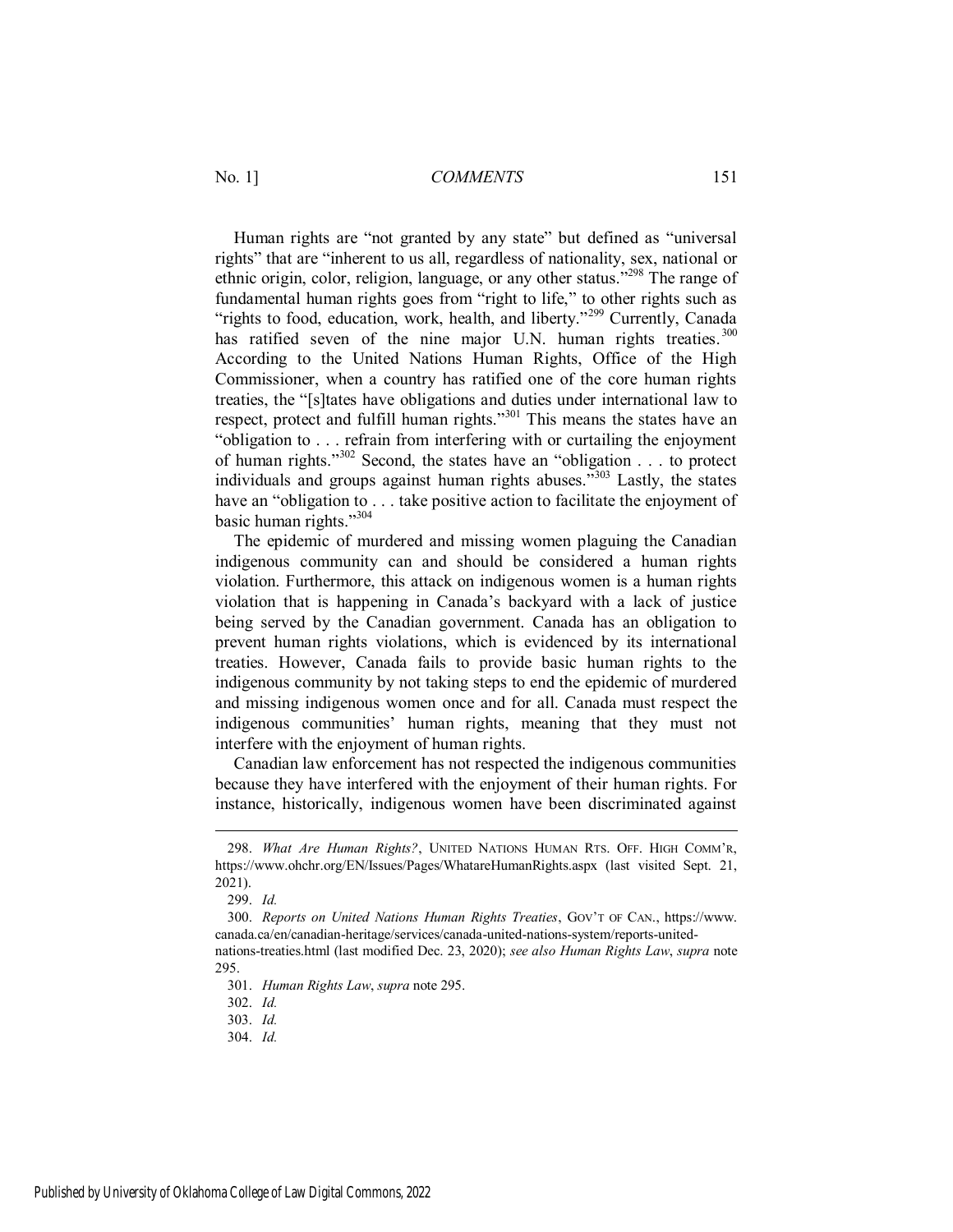Human rights are "not granted by any state" but defined as "universal rights" that are "inherent to us all, regardless of nationality, sex, national or ethnic origin, color, religion, language, or any other status."[298] The range of fundamental human rights goes from "right to life," to other rights such as "rights to food, education, work, health, and liberty."[299] Currently, Canada has ratified seven of the nine major U.N. human rights treaties.[300] According to the United Nations Human Rights, Office of the High Commissioner, when a country has ratified one of the core human rights treaties, the "[s]tates have obligations and duties under international law to respect, protect and fulfill human rights."[301] This means the states have an "obligation to . . . refrain from interfering with or curtailing the enjoyment of human rights."[302] Second, the states have an "obligation . . . to protect individuals and groups against human rights abuses."[303] Lastly, the states have an "obligation to . . . take positive action to facilitate the enjoyment of basic human rights."[304]

The epidemic of murdered and missing women plaguing the Canadian indigenous community can and should be considered a human rights violation. Furthermore, this attack on indigenous women is a human rights violation that is happening in Canada's backyard with a lack of justice being served by the Canadian government. Canada has an obligation to prevent human rights violations, which is evidenced by its international treaties. However, Canada fails to provide basic human rights to the indigenous community by not taking steps to end the epidemic of murdered and missing indigenous women once and for all. Canada must respect the indigenous communities' human rights, meaning that they must not interfere with the enjoyment of human rights.

Canadian law enforcement has not respected the indigenous communities because they have interfered with the enjoyment of their human rights. For instance, historically, indigenous women have been discriminated against

---

298. *What Are Human Rights?*, UNITED NATIONS HUMAN RTS. OFF. HIGH COMM'R, https://www.ohchr.org/EN/Issues/Pages/WhatareHumanRights.aspx (last visited Sept. 21, 2021).

299. *Id.*

300. *Reports on United Nations Human Rights Treaties*, GOV'T OF CAN., https://www.canada.ca/en/canadian-heritage/services/canada-united-nations-system/reports-united-nations-treaties.html (last modified Dec. 23, 2020); *see also Human Rights Law*, *supra* note 295.

301. *Human Rights Law*, *supra* note 295.

302. *Id.*

303. *Id.*

304. *Id.*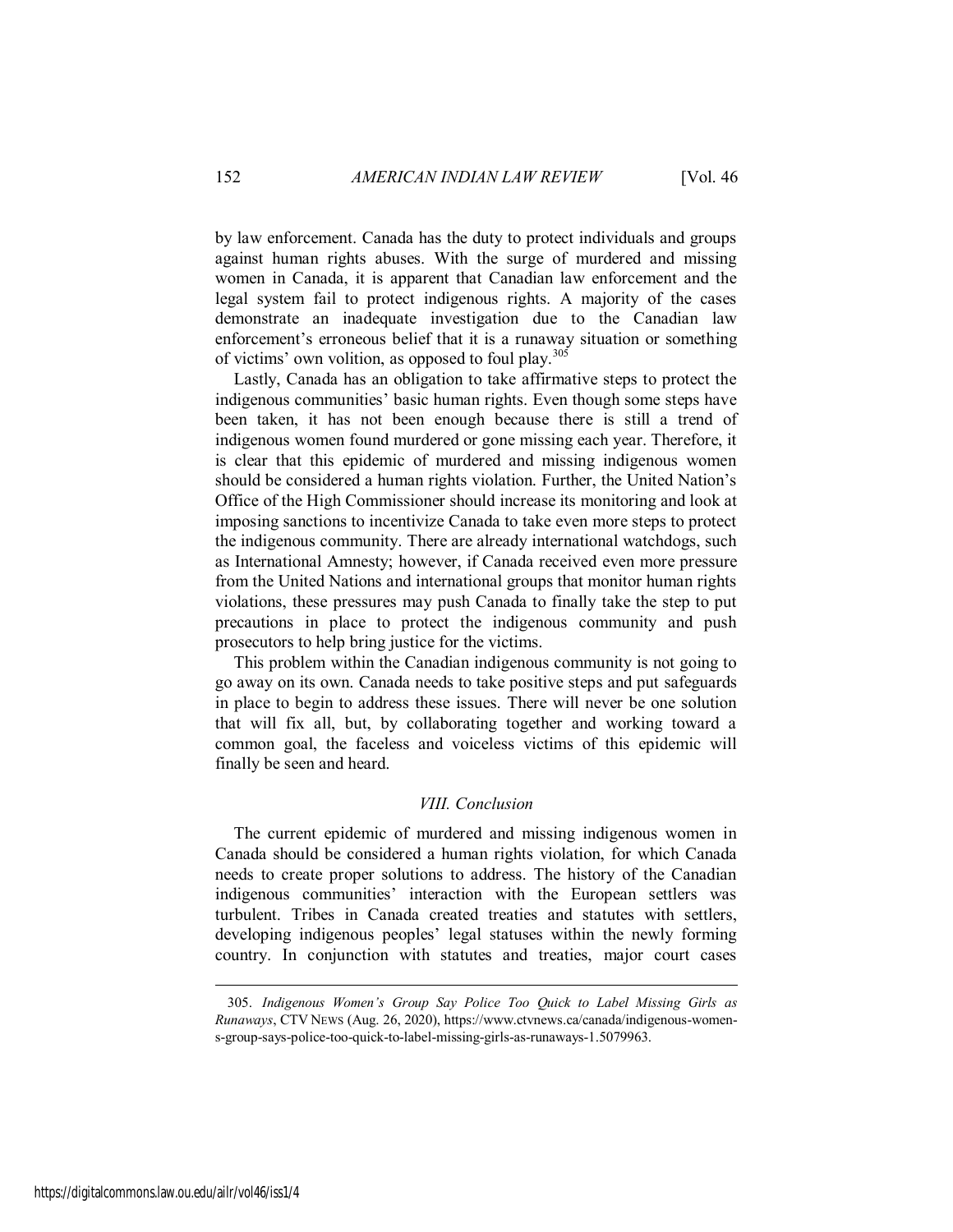by law enforcement. Canada has the duty to protect individuals and groups against human rights abuses. With the surge of murdered and missing women in Canada, it is apparent that Canadian law enforcement and the legal system fail to protect indigenous rights. A majority of the cases demonstrate an inadequate investigation due to the Canadian law enforcement's erroneous belief that it is a runaway situation or something of victims' own volition, as opposed to foul play.[305]

Lastly, Canada has an obligation to take affirmative steps to protect the indigenous communities' basic human rights. Even though some steps have been taken, it has not been enough because there is still a trend of indigenous women found murdered or gone missing each year. Therefore, it is clear that this epidemic of murdered and missing indigenous women should be considered a human rights violation. Further, the United Nation's Office of the High Commissioner should increase its monitoring and look at imposing sanctions to incentivize Canada to take even more steps to protect the indigenous community. There are already international watchdogs, such as International Amnesty; however, if Canada received even more pressure from the United Nations and international groups that monitor human rights violations, these pressures may push Canada to finally take the step to put precautions in place to protect the indigenous community and push prosecutors to help bring justice for the victims.

This problem within the Canadian indigenous community is not going to go away on its own. Canada needs to take positive steps and put safeguards in place to begin to address these issues. There will never be one solution that will fix all, but, by collaborating together and working toward a common goal, the faceless and voiceless victims of this epidemic will finally be seen and heard.

## *VIII. Conclusion*

The current epidemic of murdered and missing indigenous women in Canada should be considered a human rights violation, for which Canada needs to create proper solutions to address. The history of the Canadian indigenous communities' interaction with the European settlers was turbulent. Tribes in Canada created treaties and statutes with settlers, developing indigenous peoples' legal statuses within the newly forming country. In conjunction with statutes and treaties, major court cases

---

305. *Indigenous Women's Group Say Police Too Quick to Label Missing Girls as Runaways*, CTV NEWS (Aug. 26, 2020), https://www.ctvnews.ca/canada/indigenous-women-s-group-says-police-too-quick-to-label-missing-girls-as-runaways-1.5079963.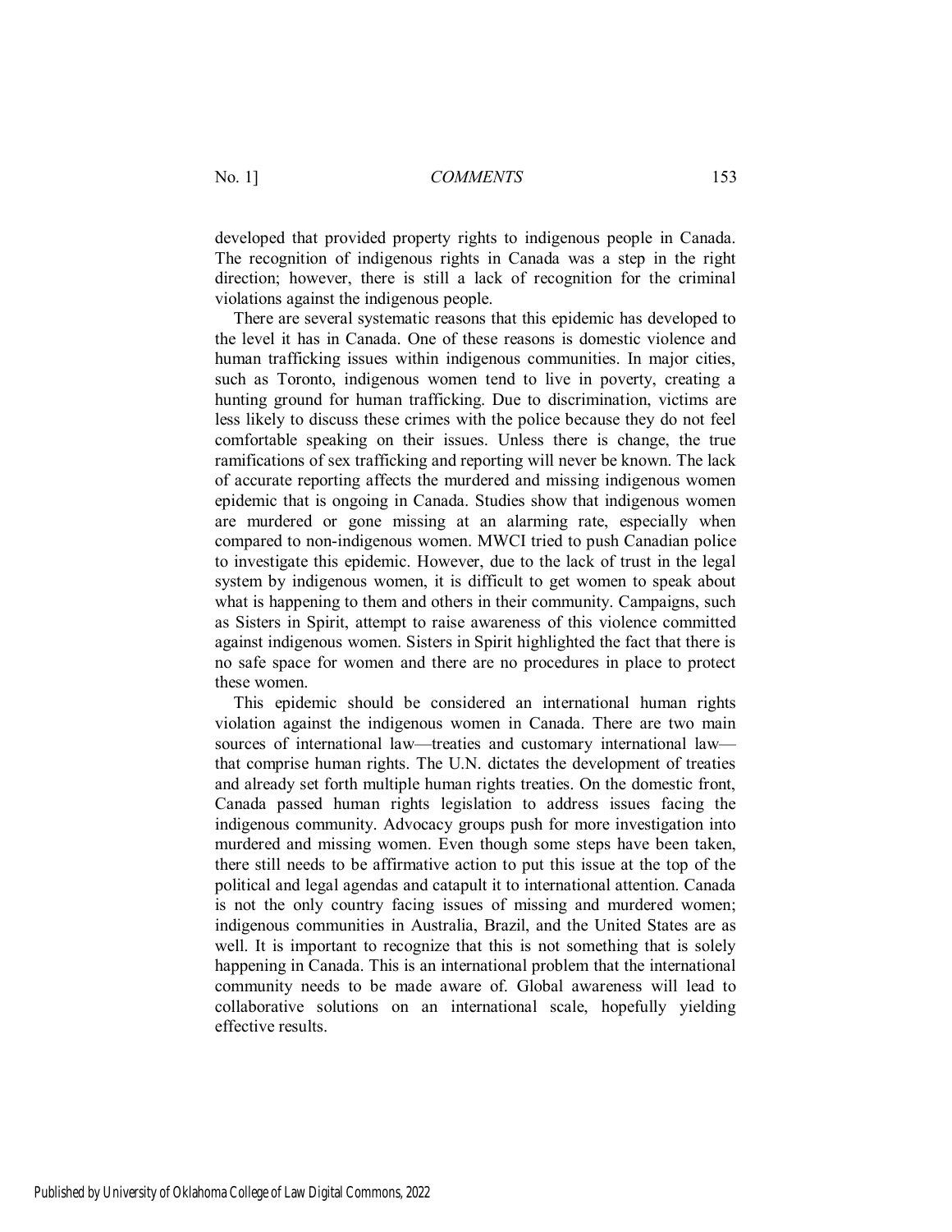developed that provided property rights to indigenous people in Canada. The recognition of indigenous rights in Canada was a step in the right direction; however, there is still a lack of recognition for the criminal violations against the indigenous people.

There are several systematic reasons that this epidemic has developed to the level it has in Canada. One of these reasons is domestic violence and human trafficking issues within indigenous communities. In major cities, such as Toronto, indigenous women tend to live in poverty, creating a hunting ground for human trafficking. Due to discrimination, victims are less likely to discuss these crimes with the police because they do not feel comfortable speaking on their issues. Unless there is change, the true ramifications of sex trafficking and reporting will never be known. The lack of accurate reporting affects the murdered and missing indigenous women epidemic that is ongoing in Canada. Studies show that indigenous women are murdered or gone missing at an alarming rate, especially when compared to non-indigenous women. MWCI tried to push Canadian police to investigate this epidemic. However, due to the lack of trust in the legal system by indigenous women, it is difficult to get women to speak about what is happening to them and others in their community. Campaigns, such as Sisters in Spirit, attempt to raise awareness of this violence committed against indigenous women. Sisters in Spirit highlighted the fact that there is no safe space for women and there are no procedures in place to protect these women.

This epidemic should be considered an international human rights violation against the indigenous women in Canada. There are two main sources of international law—treaties and customary international law—that comprise human rights. The U.N. dictates the development of treaties and already set forth multiple human rights treaties. On the domestic front, Canada passed human rights legislation to address issues facing the indigenous community. Advocacy groups push for more investigation into murdered and missing women. Even though some steps have been taken, there still needs to be affirmative action to put this issue at the top of the political and legal agendas and catapult it to international attention. Canada is not the only country facing issues of missing and murdered women; indigenous communities in Australia, Brazil, and the United States are as well. It is important to recognize that this is not something that is solely happening in Canada. This is an international problem that the international community needs to be made aware of. Global awareness will lead to collaborative solutions on an international scale, hopefully yielding effective results.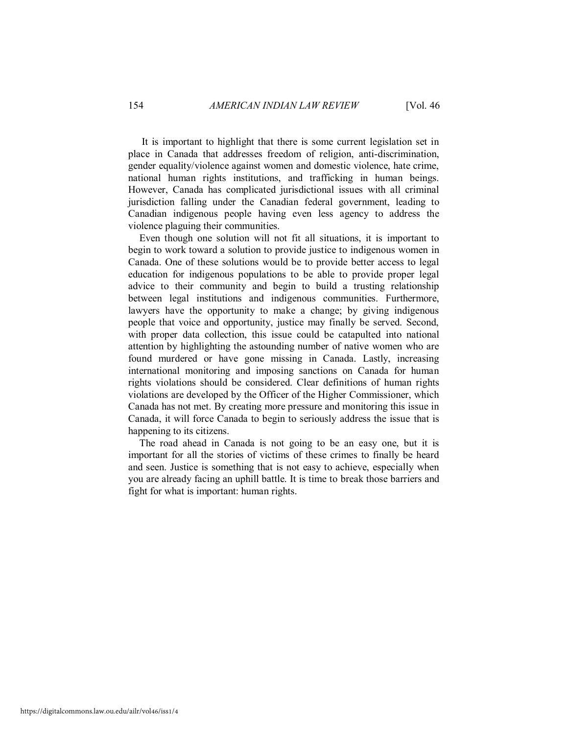It is important to highlight that there is some current legislation set in place in Canada that addresses freedom of religion, anti-discrimination, gender equality/violence against women and domestic violence, hate crime, national human rights institutions, and trafficking in human beings. However, Canada has complicated jurisdictional issues with all criminal jurisdiction falling under the Canadian federal government, leading to Canadian indigenous people having even less agency to address the violence plaguing their communities.

Even though one solution will not fit all situations, it is important to begin to work toward a solution to provide justice to indigenous women in Canada. One of these solutions would be to provide better access to legal education for indigenous populations to be able to provide proper legal advice to their community and begin to build a trusting relationship between legal institutions and indigenous communities. Furthermore, lawyers have the opportunity to make a change; by giving indigenous people that voice and opportunity, justice may finally be served. Second, with proper data collection, this issue could be catapulted into national attention by highlighting the astounding number of native women who are found murdered or have gone missing in Canada. Lastly, increasing international monitoring and imposing sanctions on Canada for human rights violations should be considered. Clear definitions of human rights violations are developed by the Officer of the Higher Commissioner, which Canada has not met. By creating more pressure and monitoring this issue in Canada, it will force Canada to begin to seriously address the issue that is happening to its citizens.

The road ahead in Canada is not going to be an easy one, but it is important for all the stories of victims of these crimes to finally be heard and seen. Justice is something that is not easy to achieve, especially when you are already facing an uphill battle. It is time to break those barriers and fight for what is important: human rights.